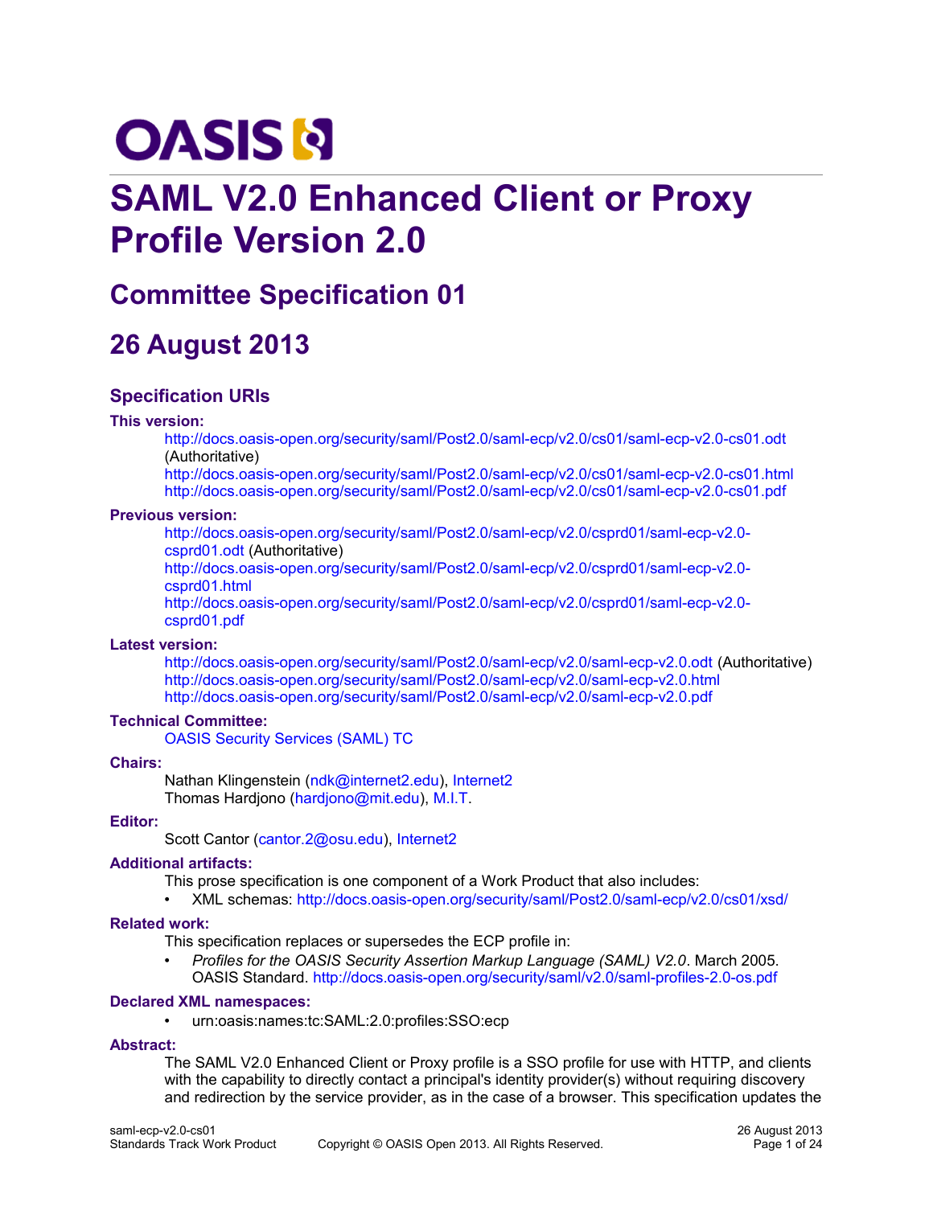# SAML V2.0 Enhanced Client or Proxy Profile Version 2.0

## Committee Specification 01

## 26 August 2013

### Specification URIs

**This version:**

http://docs.oasis-open.org/security/saml/Post2.0/saml-ecp/v2.0/cs01/saml-ecp-v2.0-cs01.odt (Authoritative)
http://docs.oasis-open.org/security/saml/Post2.0/saml-ecp/v2.0/cs01/saml-ecp-v2.0-cs01.html
http://docs.oasis-open.org/security/saml/Post2.0/saml-ecp/v2.0/cs01/saml-ecp-v2.0-cs01.pdf

**Previous version:**

http://docs.oasis-open.org/security/saml/Post2.0/saml-ecp/v2.0/csprd01/saml-ecp-v2.0-csprd01.odt (Authoritative)
http://docs.oasis-open.org/security/saml/Post2.0/saml-ecp/v2.0/csprd01/saml-ecp-v2.0-csprd01.html
http://docs.oasis-open.org/security/saml/Post2.0/saml-ecp/v2.0/csprd01/saml-ecp-v2.0-csprd01.pdf

**Latest version:**

http://docs.oasis-open.org/security/saml/Post2.0/saml-ecp/v2.0/saml-ecp-v2.0.odt (Authoritative)
http://docs.oasis-open.org/security/saml/Post2.0/saml-ecp/v2.0/saml-ecp-v2.0.html
http://docs.oasis-open.org/security/saml/Post2.0/saml-ecp/v2.0/saml-ecp-v2.0.pdf

**Technical Committee:**

OASIS Security Services (SAML) TC

**Chairs:**

Nathan Klingenstein (ndk@internet2.edu), Internet2
Thomas Hardjono (hardjono@mit.edu), M.I.T.

**Editor:**

Scott Cantor (cantor.2@osu.edu), Internet2

**Additional artifacts:**

This prose specification is one component of a Work Product that also includes:

- XML schemas: http://docs.oasis-open.org/security/saml/Post2.0/saml-ecp/v2.0/cs01/xsd/

**Related work:**

This specification replaces or supersedes the ECP profile in:

- *Profiles for the OASIS Security Assertion Markup Language (SAML) V2.0*. March 2005. OASIS Standard. http://docs.oasis-open.org/security/saml/v2.0/saml-profiles-2.0-os.pdf

**Declared XML namespaces:**

- urn:oasis:names:tc:SAML:2.0:profiles:SSO:ecp

**Abstract:**

The SAML V2.0 Enhanced Client or Proxy profile is a SSO profile for use with HTTP, and clients with the capability to directly contact a principal's identity provider(s) without requiring discovery and redirection by the service provider, as in the case of a browser. This specification updates the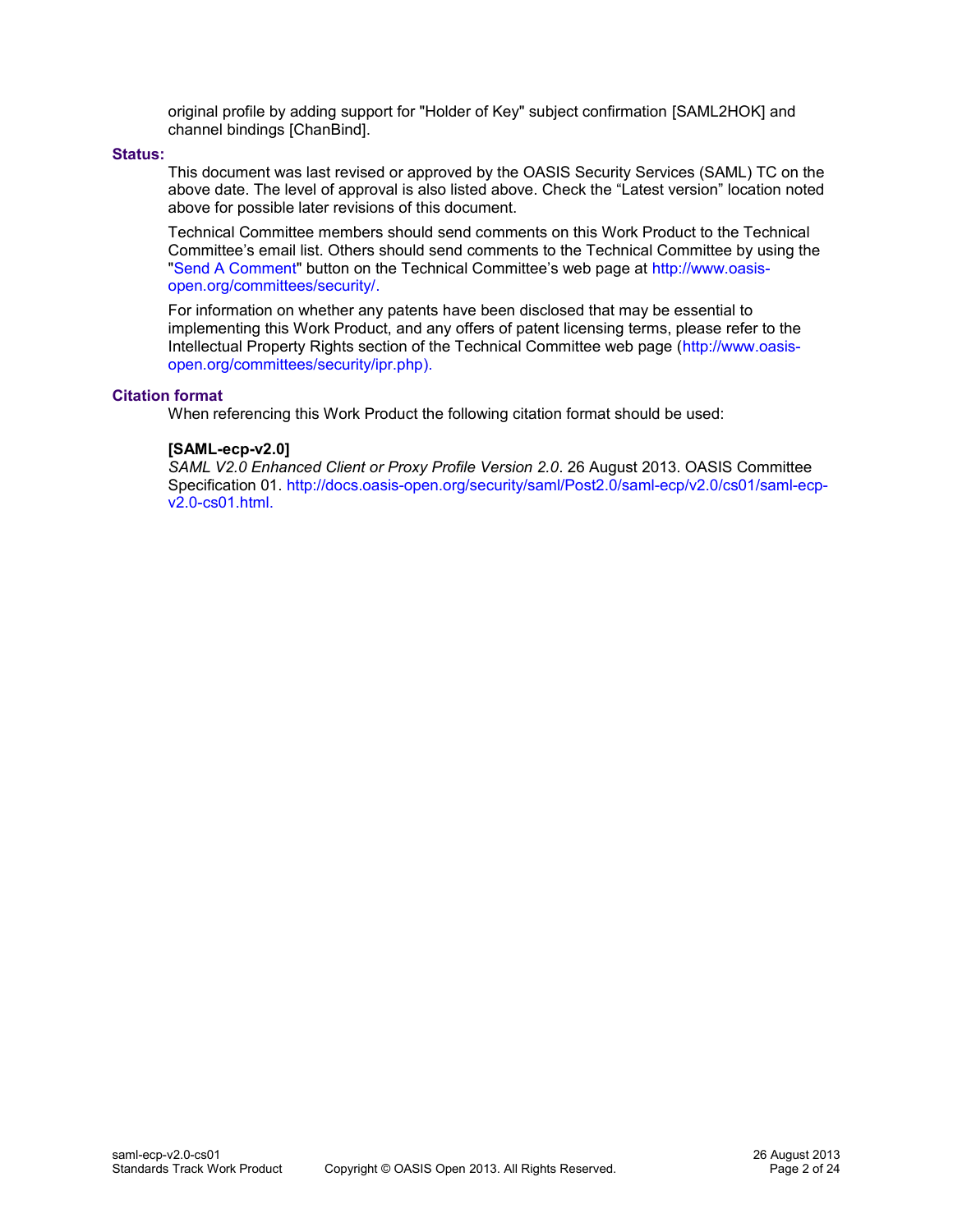original profile by adding support for "Holder of Key" subject confirmation [SAML2HOK] and channel bindings [ChanBind].

**Status:**

This document was last revised or approved by the OASIS Security Services (SAML) TC on the above date. The level of approval is also listed above. Check the “Latest version” location noted above for possible later revisions of this document.

Technical Committee members should send comments on this Work Product to the Technical Committee’s email list. Others should send comments to the Technical Committee by using the "Send A Comment" button on the Technical Committee’s web page at http://www.oasis-open.org/committees/security/.

For information on whether any patents have been disclosed that may be essential to implementing this Work Product, and any offers of patent licensing terms, please refer to the Intellectual Property Rights section of the Technical Committee web page (http://www.oasis-open.org/committees/security/ipr.php).

**Citation format**

When referencing this Work Product the following citation format should be used:

**[SAML-ecp-v2.0]**
*SAML V2.0 Enhanced Client or Proxy Profile Version 2.0*. 26 August 2013. OASIS Committee Specification 01. http://docs.oasis-open.org/security/saml/Post2.0/saml-ecp/v2.0/cs01/saml-ecp-v2.0-cs01.html.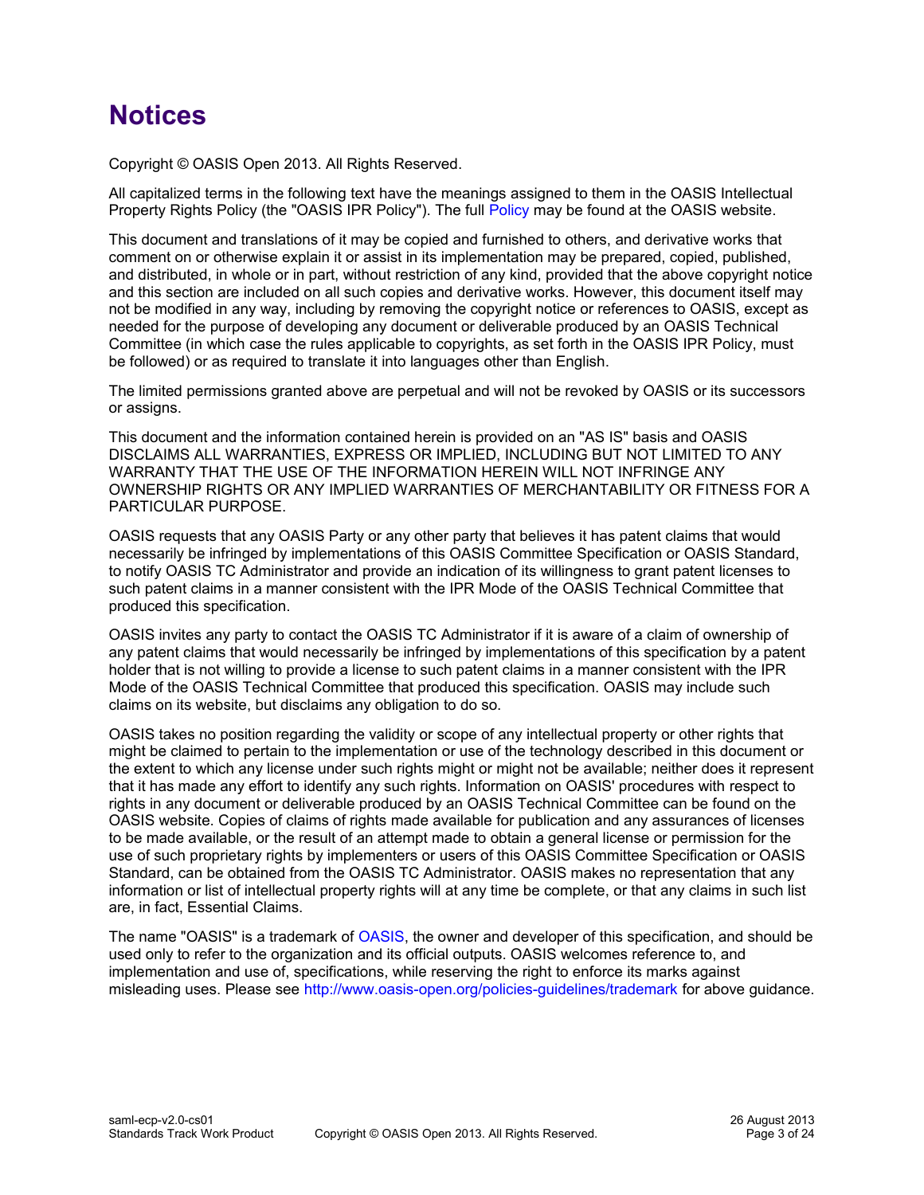# Notices

Copyright © OASIS Open 2013. All Rights Reserved.

All capitalized terms in the following text have the meanings assigned to them in the OASIS Intellectual Property Rights Policy (the "OASIS IPR Policy"). The full Policy may be found at the OASIS website.

This document and translations of it may be copied and furnished to others, and derivative works that comment on or otherwise explain it or assist in its implementation may be prepared, copied, published, and distributed, in whole or in part, without restriction of any kind, provided that the above copyright notice and this section are included on all such copies and derivative works. However, this document itself may not be modified in any way, including by removing the copyright notice or references to OASIS, except as needed for the purpose of developing any document or deliverable produced by an OASIS Technical Committee (in which case the rules applicable to copyrights, as set forth in the OASIS IPR Policy, must be followed) or as required to translate it into languages other than English.

The limited permissions granted above are perpetual and will not be revoked by OASIS or its successors or assigns.

This document and the information contained herein is provided on an "AS IS" basis and OASIS DISCLAIMS ALL WARRANTIES, EXPRESS OR IMPLIED, INCLUDING BUT NOT LIMITED TO ANY WARRANTY THAT THE USE OF THE INFORMATION HEREIN WILL NOT INFRINGE ANY OWNERSHIP RIGHTS OR ANY IMPLIED WARRANTIES OF MERCHANTABILITY OR FITNESS FOR A PARTICULAR PURPOSE.

OASIS requests that any OASIS Party or any other party that believes it has patent claims that would necessarily be infringed by implementations of this OASIS Committee Specification or OASIS Standard, to notify OASIS TC Administrator and provide an indication of its willingness to grant patent licenses to such patent claims in a manner consistent with the IPR Mode of the OASIS Technical Committee that produced this specification.

OASIS invites any party to contact the OASIS TC Administrator if it is aware of a claim of ownership of any patent claims that would necessarily be infringed by implementations of this specification by a patent holder that is not willing to provide a license to such patent claims in a manner consistent with the IPR Mode of the OASIS Technical Committee that produced this specification. OASIS may include such claims on its website, but disclaims any obligation to do so.

OASIS takes no position regarding the validity or scope of any intellectual property or other rights that might be claimed to pertain to the implementation or use of the technology described in this document or the extent to which any license under such rights might or might not be available; neither does it represent that it has made any effort to identify any such rights. Information on OASIS' procedures with respect to rights in any document or deliverable produced by an OASIS Technical Committee can be found on the OASIS website. Copies of claims of rights made available for publication and any assurances of licenses to be made available, or the result of an attempt made to obtain a general license or permission for the use of such proprietary rights by implementers or users of this OASIS Committee Specification or OASIS Standard, can be obtained from the OASIS TC Administrator. OASIS makes no representation that any information or list of intellectual property rights will at any time be complete, or that any claims in such list are, in fact, Essential Claims.

The name "OASIS" is a trademark of OASIS, the owner and developer of this specification, and should be used only to refer to the organization and its official outputs. OASIS welcomes reference to, and implementation and use of, specifications, while reserving the right to enforce its marks against misleading uses. Please see http://www.oasis-open.org/policies-guidelines/trademark for above guidance.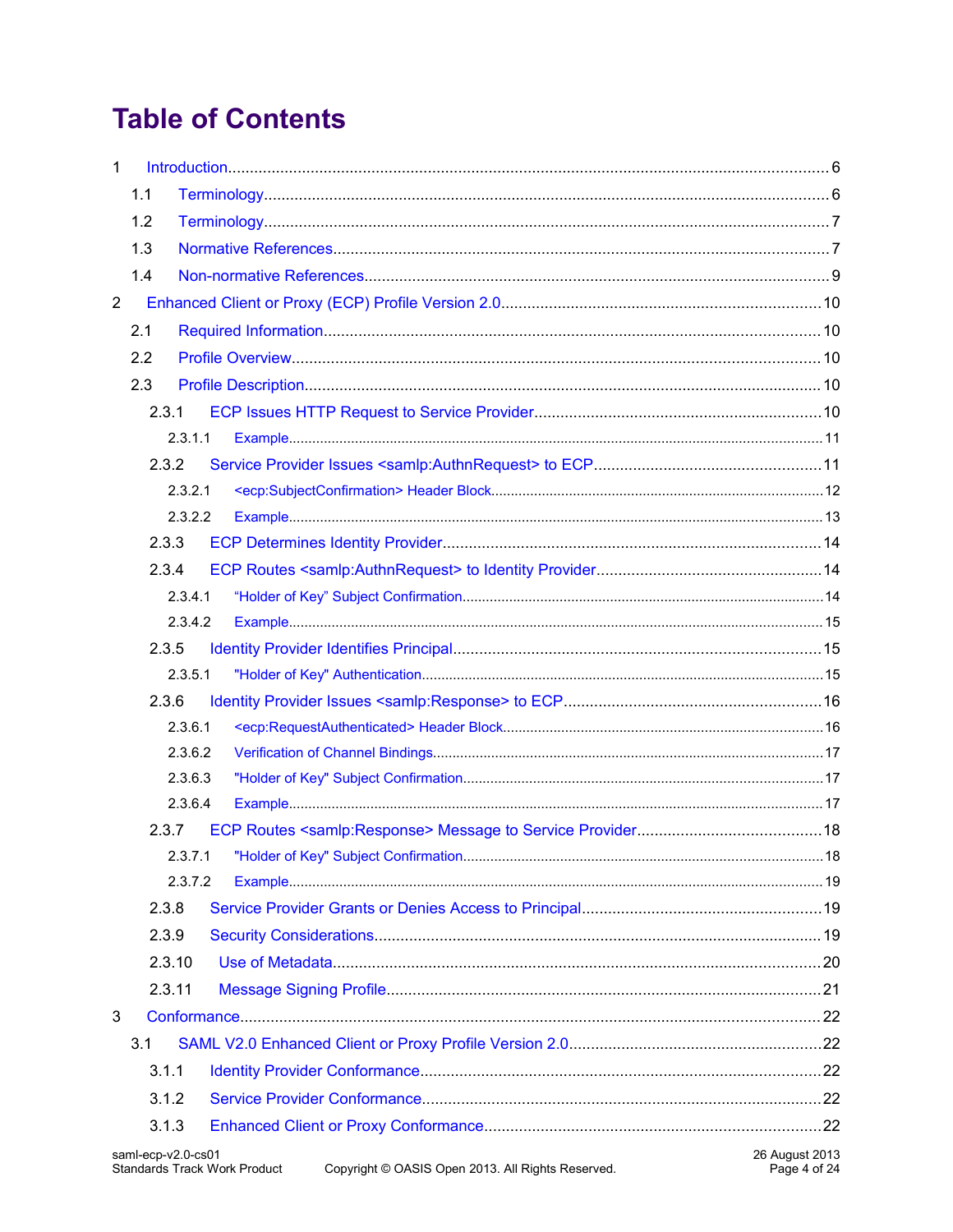# Table of Contents

1 Introduction ........ 6
  1.1 Terminology ........ 6
  1.2 Terminology ........ 7
  1.3 Normative References ........ 7
  1.4 Non-normative References ........ 9
2 Enhanced Client or Proxy (ECP) Profile Version 2.0 ........ 10
  2.1 Required Information ........ 10
  2.2 Profile Overview ........ 10
  2.3 Profile Description ........ 10
    2.3.1 ECP Issues HTTP Request to Service Provider ........ 10
      2.3.1.1 Example ........ 11
    2.3.2 Service Provider Issues <samlp:AuthnRequest> to ECP ........ 11
      2.3.2.1 <ecp:SubjectConfirmation> Header Block ........ 12
      2.3.2.2 Example ........ 13
    2.3.3 ECP Determines Identity Provider ........ 14
    2.3.4 ECP Routes <samlp:AuthnRequest> to Identity Provider ........ 14
      2.3.4.1 “Holder of Key” Subject Confirmation ........ 14
      2.3.4.2 Example ........ 15
    2.3.5 Identity Provider Identifies Principal ........ 15
      2.3.5.1 "Holder of Key" Authentication ........ 15
    2.3.6 Identity Provider Issues <samlp:Response> to ECP ........ 16
      2.3.6.1 <ecp:RequestAuthenticated> Header Block ........ 16
      2.3.6.2 Verification of Channel Bindings ........ 17
      2.3.6.3 "Holder of Key" Subject Confirmation ........ 17
      2.3.6.4 Example ........ 17
    2.3.7 ECP Routes <samlp:Response> Message to Service Provider ........ 18
      2.3.7.1 "Holder of Key" Subject Confirmation ........ 18
      2.3.7.2 Example ........ 19
    2.3.8 Service Provider Grants or Denies Access to Principal ........ 19
    2.3.9 Security Considerations ........ 19
    2.3.10 Use of Metadata ........ 20
    2.3.11 Message Signing Profile ........ 21
3 Conformance ........ 22
  3.1 SAML V2.0 Enhanced Client or Proxy Profile Version 2.0 ........ 22
    3.1.1 Identity Provider Conformance ........ 22
    3.1.2 Service Provider Conformance ........ 22
    3.1.3 Enhanced Client or Proxy Conformance ........ 22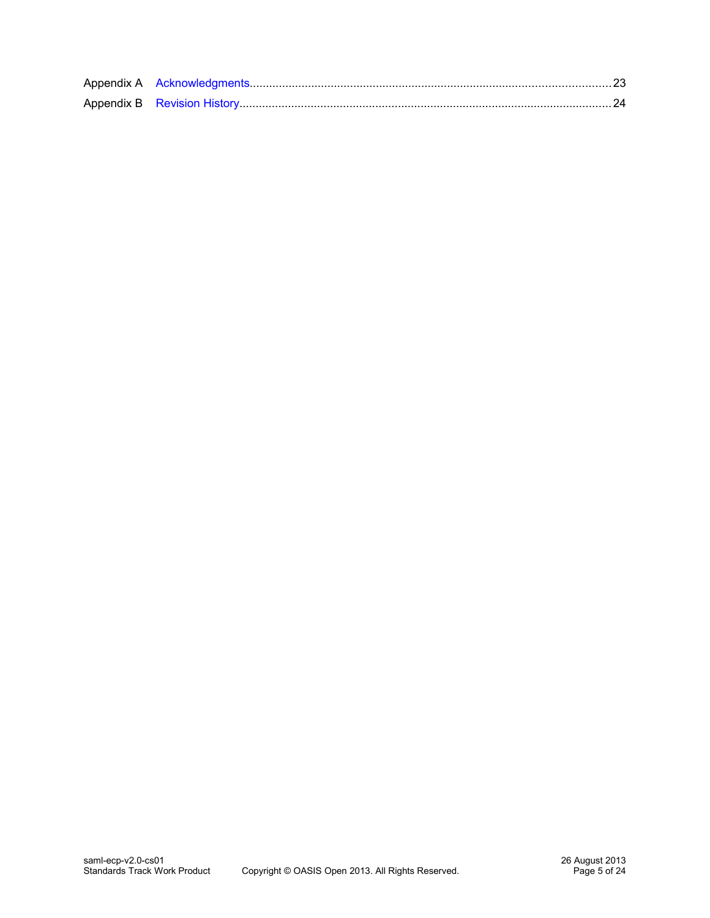Appendix A Acknowledgments........................................................................................................ 23

Appendix B Revision History.......................................................................................................... 24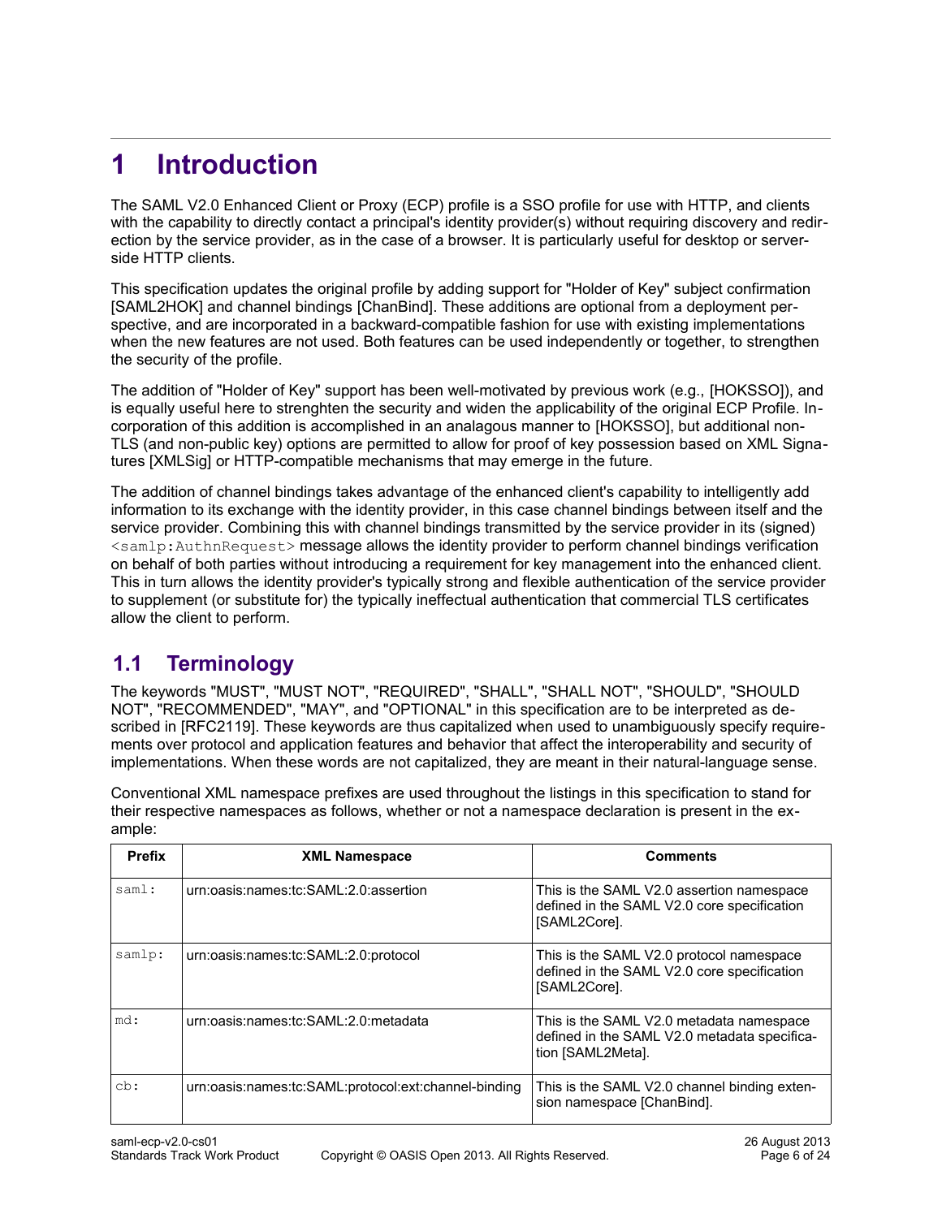# 1 Introduction

The SAML V2.0 Enhanced Client or Proxy (ECP) profile is a SSO profile for use with HTTP, and clients with the capability to directly contact a principal's identity provider(s) without requiring discovery and redirection by the service provider, as in the case of a browser. It is particularly useful for desktop or server-side HTTP clients.

This specification updates the original profile by adding support for "Holder of Key" subject confirmation [SAML2HOK] and channel bindings [ChanBind]. These additions are optional from a deployment perspective, and are incorporated in a backward-compatible fashion for use with existing implementations when the new features are not used. Both features can be used independently or together, to strengthen the security of the profile.

The addition of "Holder of Key" support has been well-motivated by previous work (e.g., [HOKSSO]), and is equally useful here to strenghten the security and widen the applicability of the original ECP Profile. Incorporation of this addition is accomplished in an analagous manner to [HOKSSO], but additional non-TLS (and non-public key) options are permitted to allow for proof of key possession based on XML Signatures [XMLSig] or HTTP-compatible mechanisms that may emerge in the future.

The addition of channel bindings takes advantage of the enhanced client's capability to intelligently add information to its exchange with the identity provider, in this case channel bindings between itself and the service provider. Combining this with channel bindings transmitted by the service provider in its (signed) `<samlp:AuthnRequest>` message allows the identity provider to perform channel bindings verification on behalf of both parties without introducing a requirement for key management into the enhanced client. This in turn allows the identity provider's typically strong and flexible authentication of the service provider to supplement (or substitute for) the typically ineffectual authentication that commercial TLS certificates allow the client to perform.

## 1.1 Terminology

The keywords "MUST", "MUST NOT", "REQUIRED", "SHALL", "SHALL NOT", "SHOULD", "SHOULD NOT", "RECOMMENDED", "MAY", and "OPTIONAL" in this specification are to be interpreted as described in [RFC2119]. These keywords are thus capitalized when used to unambiguously specify requirements over protocol and application features and behavior that affect the interoperability and security of implementations. When these words are not capitalized, they are meant in their natural-language sense.

Conventional XML namespace prefixes are used throughout the listings in this specification to stand for their respective namespaces as follows, whether or not a namespace declaration is present in the example:

| Prefix | XML Namespace | Comments |
|---|---|---|
| `saml:` | urn:oasis:names:tc:SAML:2.0:assertion | This is the SAML V2.0 assertion namespace defined in the SAML V2.0 core specification [SAML2Core]. |
| `samlp:` | urn:oasis:names:tc:SAML:2.0:protocol | This is the SAML V2.0 protocol namespace defined in the SAML V2.0 core specification [SAML2Core]. |
| `md:` | urn:oasis:names:tc:SAML:2.0:metadata | This is the SAML V2.0 metadata namespace defined in the SAML V2.0 metadata specification [SAML2Meta]. |
| `cb:` | urn:oasis:names:tc:SAML:protocol:ext:channel-binding | This is the SAML V2.0 channel binding extension namespace [ChanBind]. |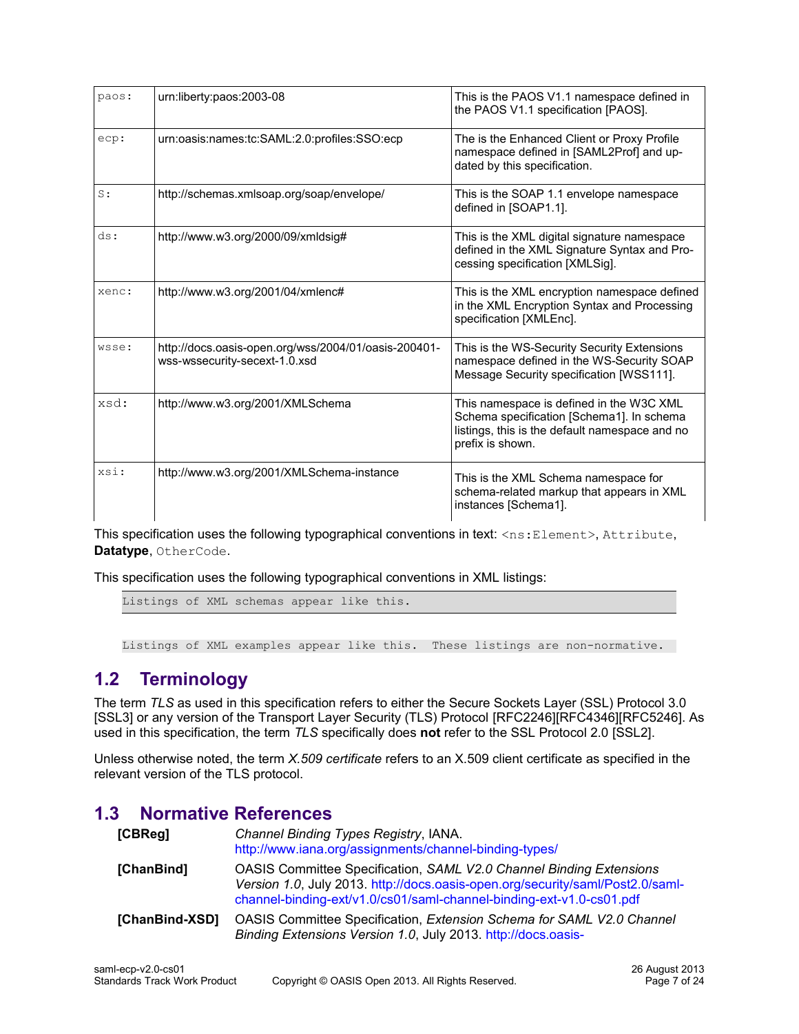| paos: | urn:liberty:paos:2003-08 | This is the PAOS V1.1 namespace defined in the PAOS V1.1 specification [PAOS]. |
|---|---|---|
| ecp: | urn:oasis:names:tc:SAML:2.0:profiles:SSO:ecp | The is the Enhanced Client or Proxy Profile namespace defined in [SAML2Prof] and up-dated by this specification. |
| S: | http://schemas.xmlsoap.org/soap/envelope/ | This is the SOAP 1.1 envelope namespace defined in [SOAP1.1]. |
| ds: | http://www.w3.org/2000/09/xmldsig# | This is the XML digital signature namespace defined in the XML Signature Syntax and Pro-cessing specification [XMLSig]. |
| xenc: | http://www.w3.org/2001/04/xmlenc# | This is the XML encryption namespace defined in the XML Encryption Syntax and Processing specification [XMLEnc]. |
| wsse: | http://docs.oasis-open.org/wss/2004/01/oasis-200401-wss-wssecurity-secext-1.0.xsd | This is the WS-Security Security Extensions namespace defined in the WS-Security SOAP Message Security specification [WSS111]. |
| xsd: | http://www.w3.org/2001/XMLSchema | This namespace is defined in the W3C XML Schema specification [Schema1]. In schema listings, this is the default namespace and no prefix is shown. |
| xsi: | http://www.w3.org/2001/XMLSchema-instance | This is the XML Schema namespace for schema-related markup that appears in XML instances [Schema1]. |

This specification uses the following typographical conventions in text: `<ns:Element>`, `Attribute`, **Datatype**, `OtherCode`.

This specification uses the following typographical conventions in XML listings:

```
Listings of XML schemas appear like this.
```

```
Listings of XML examples appear like this.  These listings are non-normative.
```

## 1.2 Terminology

The term *TLS* as used in this specification refers to either the Secure Sockets Layer (SSL) Protocol 3.0 [SSL3] or any version of the Transport Layer Security (TLS) Protocol [RFC2246][RFC4346][RFC5246]. As used in this specification, the term *TLS* specifically does **not** refer to the SSL Protocol 2.0 [SSL2].

Unless otherwise noted, the term *X.509 certificate* refers to an X.509 client certificate as specified in the relevant version of the TLS protocol.

## 1.3 Normative References

**[CBReg]** *Channel Binding Types Registry*, IANA. http://www.iana.org/assignments/channel-binding-types/

**[ChanBind]** OASIS Committee Specification, *SAML V2.0 Channel Binding Extensions Version 1.0*, July 2013. http://docs.oasis-open.org/security/saml/Post2.0/saml-channel-binding-ext/v1.0/cs01/saml-channel-binding-ext-v1.0-cs01.pdf

**[ChanBind-XSD]** OASIS Committee Specification, *Extension Schema for SAML V2.0 Channel Binding Extensions Version 1.0*, July 2013. http://docs.oasis-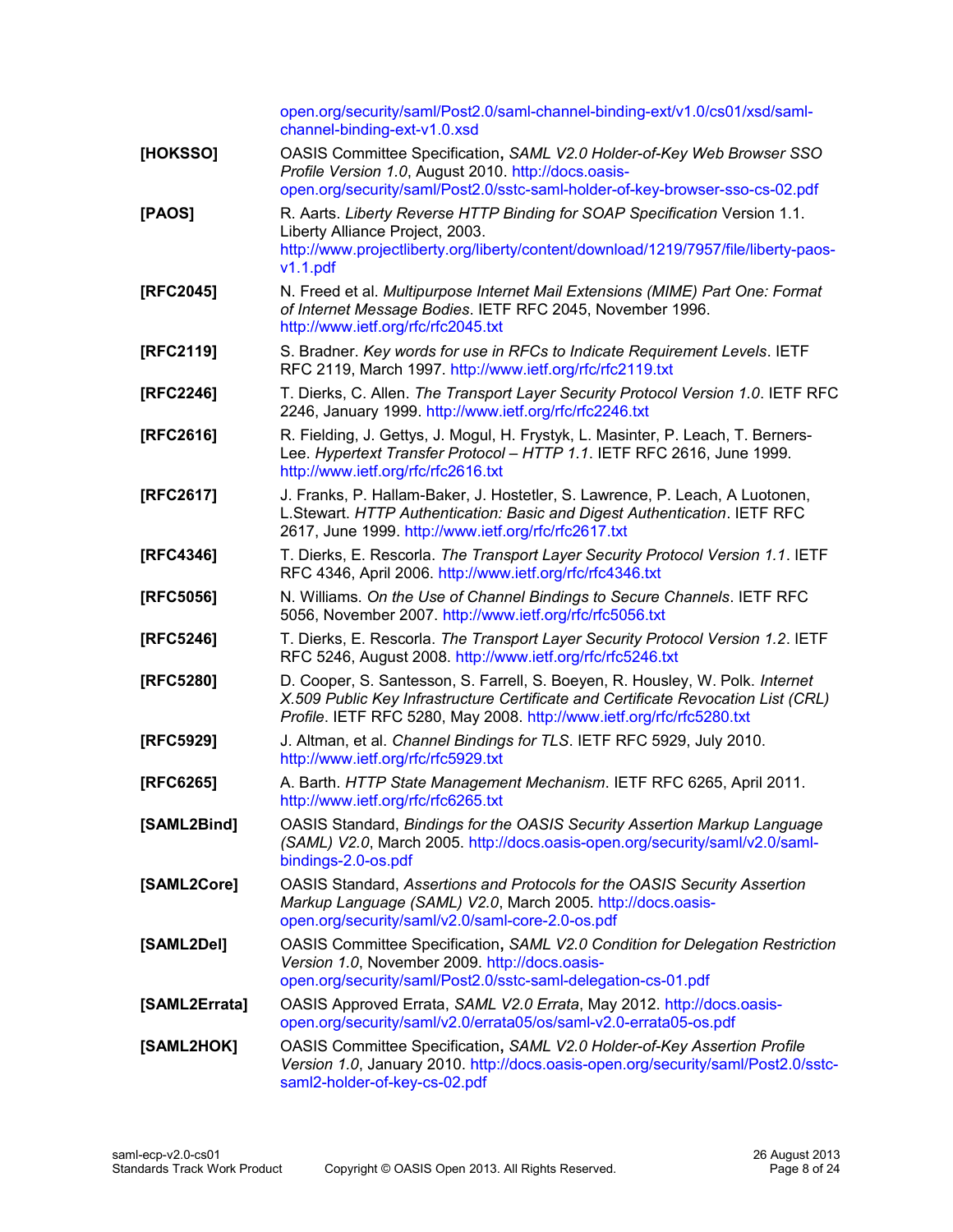open.org/security/saml/Post2.0/saml-channel-binding-ext/v1.0/cs01/xsd/saml-channel-binding-ext-v1.0.xsd

**[HOKSSO]** OASIS Committee Specification**,** *SAML V2.0 Holder-of-Key Web Browser SSO Profile Version 1.0*, August 2010. http://docs.oasis-open.org/security/saml/Post2.0/sstc-saml-holder-of-key-browser-sso-cs-02.pdf

**[PAOS]** R. Aarts. *Liberty Reverse HTTP Binding for SOAP Specification* Version 1.1. Liberty Alliance Project, 2003. http://www.projectliberty.org/liberty/content/download/1219/7957/file/liberty-paos-v1.1.pdf

**[RFC2045]** N. Freed et al. *Multipurpose Internet Mail Extensions (MIME) Part One: Format of Internet Message Bodies*. IETF RFC 2045, November 1996. http://www.ietf.org/rfc/rfc2045.txt

**[RFC2119]** S. Bradner. *Key words for use in RFCs to Indicate Requirement Levels*. IETF RFC 2119, March 1997. http://www.ietf.org/rfc/rfc2119.txt

**[RFC2246]** T. Dierks, C. Allen. *The Transport Layer Security Protocol Version 1.0*. IETF RFC 2246, January 1999. http://www.ietf.org/rfc/rfc2246.txt

**[RFC2616]** R. Fielding, J. Gettys, J. Mogul, H. Frystyk, L. Masinter, P. Leach, T. Berners-Lee. *Hypertext Transfer Protocol – HTTP 1.1*. IETF RFC 2616, June 1999. http://www.ietf.org/rfc/rfc2616.txt

**[RFC2617]** J. Franks, P. Hallam-Baker, J. Hostetler, S. Lawrence, P. Leach, A Luotonen, L.Stewart. *HTTP Authentication: Basic and Digest Authentication*. IETF RFC 2617, June 1999. http://www.ietf.org/rfc/rfc2617.txt

**[RFC4346]** T. Dierks, E. Rescorla. *The Transport Layer Security Protocol Version 1.1*. IETF RFC 4346, April 2006. http://www.ietf.org/rfc/rfc4346.txt

**[RFC5056]** N. Williams. *On the Use of Channel Bindings to Secure Channels*. IETF RFC 5056, November 2007. http://www.ietf.org/rfc/rfc5056.txt

**[RFC5246]** T. Dierks, E. Rescorla. *The Transport Layer Security Protocol Version 1.2*. IETF RFC 5246, August 2008. http://www.ietf.org/rfc/rfc5246.txt

**[RFC5280]** D. Cooper, S. Santesson, S. Farrell, S. Boeyen, R. Housley, W. Polk. *Internet X.509 Public Key Infrastructure Certificate and Certificate Revocation List (CRL) Profile*. IETF RFC 5280, May 2008. http://www.ietf.org/rfc/rfc5280.txt

**[RFC5929]** J. Altman, et al. *Channel Bindings for TLS*. IETF RFC 5929, July 2010. http://www.ietf.org/rfc/rfc5929.txt

**[RFC6265]** A. Barth. *HTTP State Management Mechanism*. IETF RFC 6265, April 2011. http://www.ietf.org/rfc/rfc6265.txt

**[SAML2Bind]** OASIS Standard, *Bindings for the OASIS Security Assertion Markup Language (SAML) V2.0*, March 2005. http://docs.oasis-open.org/security/saml/v2.0/saml-bindings-2.0-os.pdf

**[SAML2Core]** OASIS Standard, *Assertions and Protocols for the OASIS Security Assertion Markup Language (SAML) V2.0*, March 2005. http://docs.oasis-open.org/security/saml/v2.0/saml-core-2.0-os.pdf

**[SAML2Del]** OASIS Committee Specification**,** *SAML V2.0 Condition for Delegation Restriction Version 1.0*, November 2009. http://docs.oasis-open.org/security/saml/Post2.0/sstc-saml-delegation-cs-01.pdf

**[SAML2Errata]** OASIS Approved Errata, *SAML V2.0 Errata*, May 2012. http://docs.oasis-open.org/security/saml/v2.0/errata05/os/saml-v2.0-errata05-os.pdf

**[SAML2HOK]** OASIS Committee Specification**,** *SAML V2.0 Holder-of-Key Assertion Profile Version 1.0*, January 2010. http://docs.oasis-open.org/security/saml/Post2.0/sstc-saml2-holder-of-key-cs-02.pdf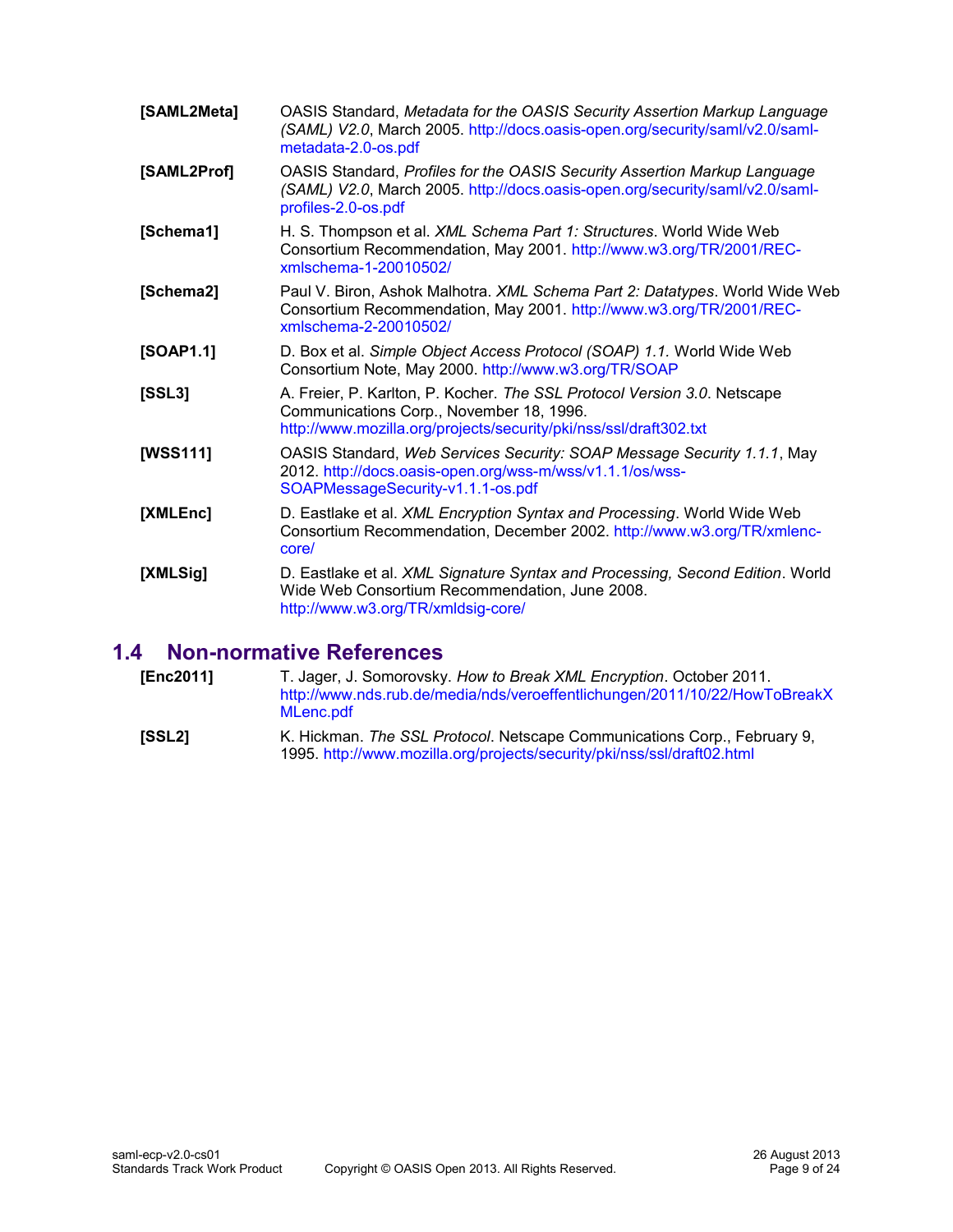**[SAML2Meta]** OASIS Standard, *Metadata for the OASIS Security Assertion Markup Language (SAML) V2.0*, March 2005. http://docs.oasis-open.org/security/saml/v2.0/saml-metadata-2.0-os.pdf

**[SAML2Prof]** OASIS Standard, *Profiles for the OASIS Security Assertion Markup Language (SAML) V2.0*, March 2005. http://docs.oasis-open.org/security/saml/v2.0/saml-profiles-2.0-os.pdf

**[Schema1]** H. S. Thompson et al. *XML Schema Part 1: Structures*. World Wide Web Consortium Recommendation, May 2001. http://www.w3.org/TR/2001/REC-xmlschema-1-20010502/

**[Schema2]** Paul V. Biron, Ashok Malhotra. *XML Schema Part 2: Datatypes*. World Wide Web Consortium Recommendation, May 2001. http://www.w3.org/TR/2001/REC-xmlschema-2-20010502/

**[SOAP1.1]** D. Box et al. *Simple Object Access Protocol (SOAP) 1.1.* World Wide Web Consortium Note, May 2000. http://www.w3.org/TR/SOAP

**[SSL3]** A. Freier, P. Karlton, P. Kocher. *The SSL Protocol Version 3.0*. Netscape Communications Corp., November 18, 1996. http://www.mozilla.org/projects/security/pki/nss/ssl/draft302.txt

**[WSS111]** OASIS Standard, *Web Services Security: SOAP Message Security 1.1.1*, May 2012. http://docs.oasis-open.org/wss-m/wss/v1.1.1/os/wss-SOAPMessageSecurity-v1.1.1-os.pdf

**[XMLEnc]** D. Eastlake et al. *XML Encryption Syntax and Processing*. World Wide Web Consortium Recommendation, December 2002. http://www.w3.org/TR/xmlenc-core/

**[XMLSig]** D. Eastlake et al. *XML Signature Syntax and Processing, Second Edition*. World Wide Web Consortium Recommendation, June 2008. http://www.w3.org/TR/xmldsig-core/

## 1.4 Non-normative References

**[Enc2011]** T. Jager, J. Somorovsky. *How to Break XML Encryption*. October 2011. http://www.nds.rub.de/media/nds/veroeffentlichungen/2011/10/22/HowToBreakXMLenc.pdf

**[SSL2]** K. Hickman. *The SSL Protocol*. Netscape Communications Corp., February 9, 1995. http://www.mozilla.org/projects/security/pki/nss/ssl/draft02.html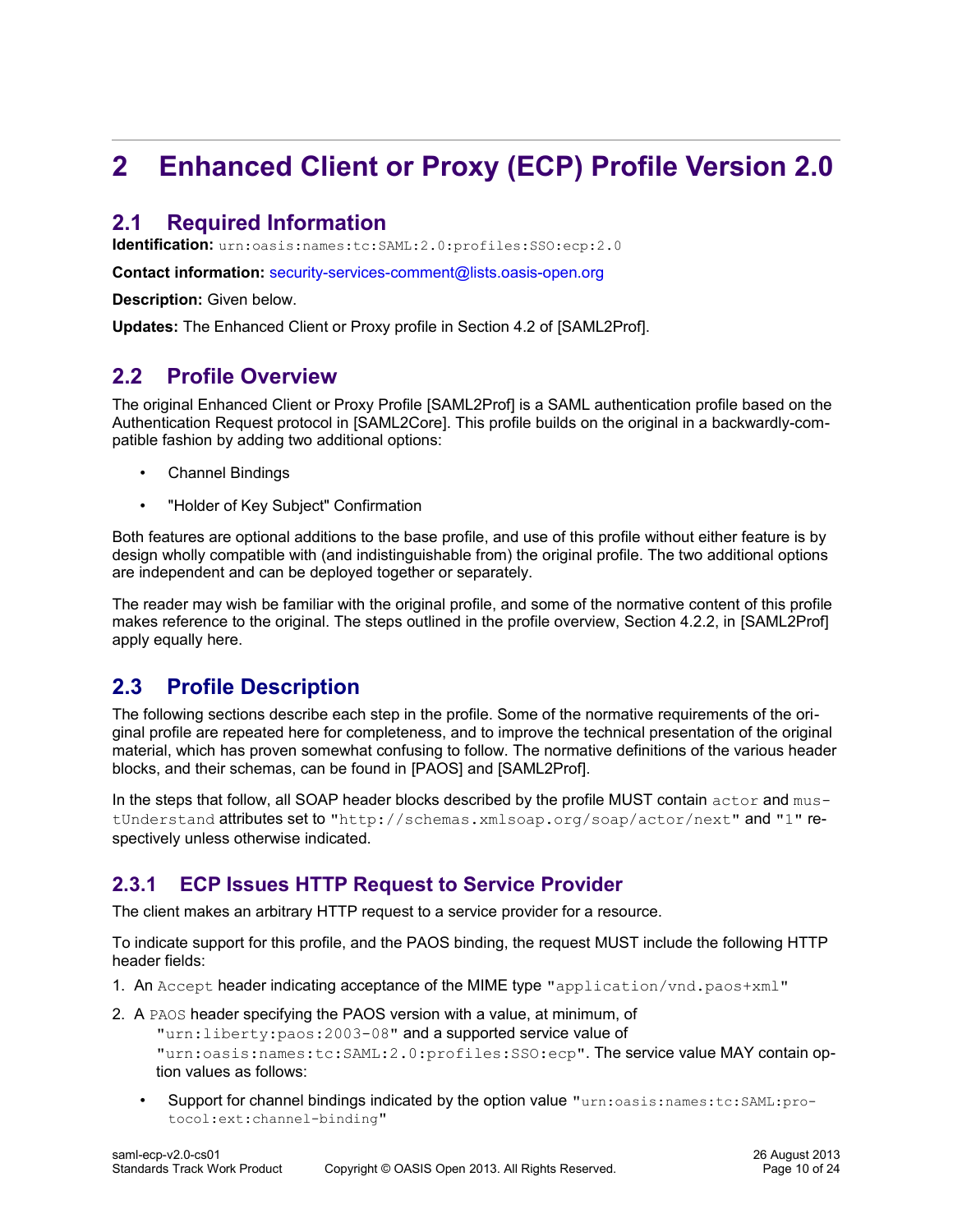# 2 Enhanced Client or Proxy (ECP) Profile Version 2.0

## 2.1 Required Information

**Identification:** `urn:oasis:names:tc:SAML:2.0:profiles:SSO:ecp:2.0`

**Contact information:** security-services-comment@lists.oasis-open.org

**Description:** Given below.

**Updates:** The Enhanced Client or Proxy profile in Section 4.2 of [SAML2Prof].

## 2.2 Profile Overview

The original Enhanced Client or Proxy Profile [SAML2Prof] is a SAML authentication profile based on the Authentication Request protocol in [SAML2Core]. This profile builds on the original in a backwardly-compatible fashion by adding two additional options:

- Channel Bindings
- "Holder of Key Subject" Confirmation

Both features are optional additions to the base profile, and use of this profile without either feature is by design wholly compatible with (and indistinguishable from) the original profile. The two additional options are independent and can be deployed together or separately.

The reader may wish be familiar with the original profile, and some of the normative content of this profile makes reference to the original. The steps outlined in the profile overview, Section 4.2.2, in [SAML2Prof] apply equally here.

## 2.3 Profile Description

The following sections describe each step in the profile. Some of the normative requirements of the original profile are repeated here for completeness, and to improve the technical presentation of the original material, which has proven somewhat confusing to follow. The normative definitions of the various header blocks, and their schemas, can be found in [PAOS] and [SAML2Prof].

In the steps that follow, all SOAP header blocks described by the profile MUST contain `actor` and `mustUnderstand` attributes set to `"http://schemas.xmlsoap.org/soap/actor/next"` and `"1"` respectively unless otherwise indicated.

### 2.3.1 ECP Issues HTTP Request to Service Provider

The client makes an arbitrary HTTP request to a service provider for a resource.

To indicate support for this profile, and the PAOS binding, the request MUST include the following HTTP header fields:

1. An `Accept` header indicating acceptance of the MIME type `"application/vnd.paos+xml"`
2. A `PAOS` header specifying the PAOS version with a value, at minimum, of `"urn:liberty:paos:2003-08"` and a supported service value of `"urn:oasis:names:tc:SAML:2.0:profiles:SSO:ecp"`. The service value MAY contain option values as follows:
   - Support for channel bindings indicated by the option value `"urn:oasis:names:tc:SAML:protocol:ext:channel-binding"`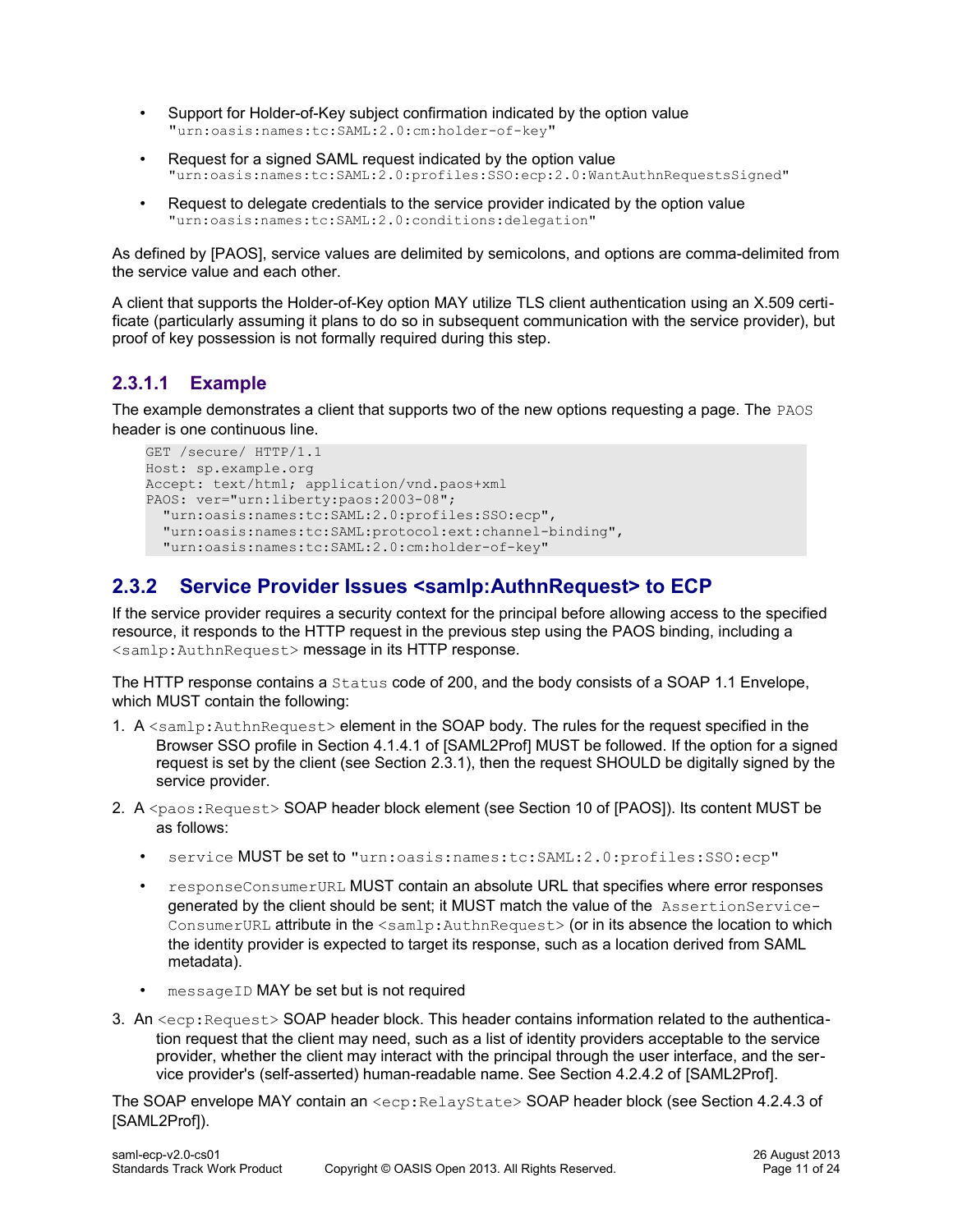- Support for Holder-of-Key subject confirmation indicated by the option value `"urn:oasis:names:tc:SAML:2.0:cm:holder-of-key"`
- Request for a signed SAML request indicated by the option value `"urn:oasis:names:tc:SAML:2.0:profiles:SSO:ecp:2.0:WantAuthnRequestsSigned"`
- Request to delegate credentials to the service provider indicated by the option value `"urn:oasis:names:tc:SAML:2.0:conditions:delegation"`

As defined by [PAOS], service values are delimited by semicolons, and options are comma-delimited from the service value and each other.

A client that supports the Holder-of-Key option MAY utilize TLS client authentication using an X.509 certificate (particularly assuming it plans to do so in subsequent communication with the service provider), but proof of key possession is not formally required during this step.

#### 2.3.1.1 Example

The example demonstrates a client that supports two of the new options requesting a page. The `PAOS` header is one continuous line.

```
GET /secure/ HTTP/1.1
Host: sp.example.org
Accept: text/html; application/vnd.paos+xml
PAOS: ver="urn:liberty:paos:2003-08";
  "urn:oasis:names:tc:SAML:2.0:profiles:SSO:ecp",
  "urn:oasis:names:tc:SAML:protocol:ext:channel-binding",
  "urn:oasis:names:tc:SAML:2.0:cm:holder-of-key"
```

### 2.3.2 Service Provider Issues <samlp:AuthnRequest> to ECP

If the service provider requires a security context for the principal before allowing access to the specified resource, it responds to the HTTP request in the previous step using the PAOS binding, including a `<samlp:AuthnRequest>` message in its HTTP response.

The HTTP response contains a `Status` code of 200, and the body consists of a SOAP 1.1 Envelope, which MUST contain the following:

1. A `<samlp:AuthnRequest>` element in the SOAP body. The rules for the request specified in the Browser SSO profile in Section 4.1.4.1 of [SAML2Prof] MUST be followed. If the option for a signed request is set by the client (see Section 2.3.1), then the request SHOULD be digitally signed by the service provider.
2. A `<paos:Request>` SOAP header block element (see Section 10 of [PAOS]). Its content MUST be as follows:
   - `service` MUST be set to `"urn:oasis:names:tc:SAML:2.0:profiles:SSO:ecp"`
   - `responseConsumerURL` MUST contain an absolute URL that specifies where error responses generated by the client should be sent; it MUST match the value of the `AssertionServiceConsumerURL` attribute in the `<samlp:AuthnRequest>` (or in its absence the location to which the identity provider is expected to target its response, such as a location derived from SAML metadata).
   - `messageID` MAY be set but is not required
3. An `<ecp:Request>` SOAP header block. This header contains information related to the authentication request that the client may need, such as a list of identity providers acceptable to the service provider, whether the client may interact with the principal through the user interface, and the service provider's (self-asserted) human-readable name. See Section 4.2.4.2 of [SAML2Prof].

The SOAP envelope MAY contain an `<ecp:RelayState>` SOAP header block (see Section 4.2.4.3 of [SAML2Prof]).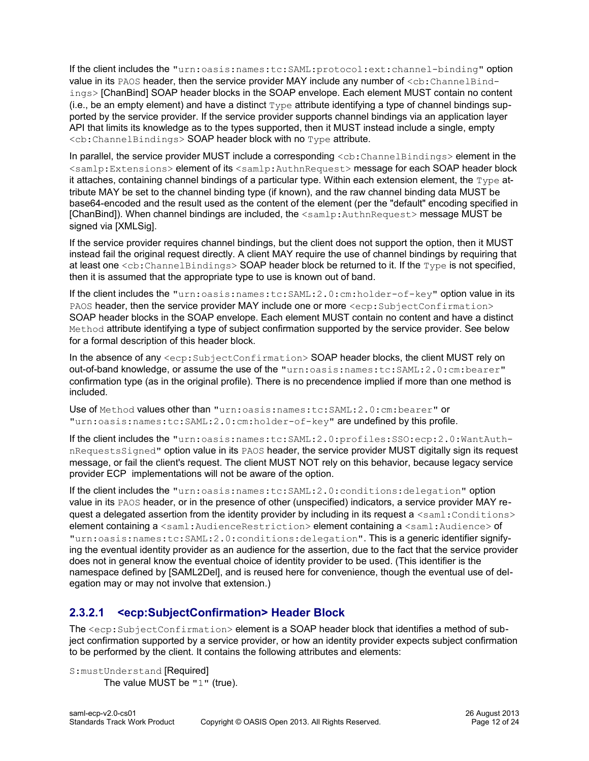If the client includes the "urn:oasis:names:tc:SAML:protocol:ext:channel-binding" option value in its PAOS header, then the service provider MAY include any number of <cb:ChannelBindings> [ChanBind] SOAP header blocks in the SOAP envelope. Each element MUST contain no content (i.e., be an empty element) and have a distinct Type attribute identifying a type of channel bindings supported by the service provider. If the service provider supports channel bindings via an application layer API that limits its knowledge as to the types supported, then it MUST instead include a single, empty <cb:ChannelBindings> SOAP header block with no Type attribute.

In parallel, the service provider MUST include a corresponding <cb:ChannelBindings> element in the <samlp:Extensions> element of its <samlp:AuthnRequest> message for each SOAP header block it attaches, containing channel bindings of a particular type. Within each extension element, the Type attribute MAY be set to the channel binding type (if known), and the raw channel binding data MUST be base64-encoded and the result used as the content of the element (per the "default" encoding specified in [ChanBind]). When channel bindings are included, the <samlp:AuthnRequest> message MUST be signed via [XMLSig].

If the service provider requires channel bindings, but the client does not support the option, then it MUST instead fail the original request directly. A client MAY require the use of channel bindings by requiring that at least one <cb:ChannelBindings> SOAP header block be returned to it. If the Type is not specified, then it is assumed that the appropriate type to use is known out of band.

If the client includes the "urn:oasis:names:tc:SAML:2.0:cm:holder-of-key" option value in its PAOS header, then the service provider MAY include one or more <ecp:SubjectConfirmation> SOAP header blocks in the SOAP envelope. Each element MUST contain no content and have a distinct Method attribute identifying a type of subject confirmation supported by the service provider. See below for a formal description of this header block.

In the absence of any <ecp:SubjectConfirmation> SOAP header blocks, the client MUST rely on out-of-band knowledge, or assume the use of the "urn:oasis:names:tc:SAML:2.0:cm:bearer" confirmation type (as in the original profile). There is no precendence implied if more than one method is included.

Use of Method values other than "urn:oasis:names:tc:SAML:2.0:cm:bearer" or "urn:oasis:names:tc:SAML:2.0:cm:holder-of-key" are undefined by this profile.

If the client includes the "urn:oasis:names:tc:SAML:2.0:profiles:SSO:ecp:2.0:WantAuthnRequestsSigned" option value in its PAOS header, the service provider MUST digitally sign its request message, or fail the client's request. The client MUST NOT rely on this behavior, because legacy service provider ECP implementations will not be aware of the option.

If the client includes the "urn:oasis:names:tc:SAML:2.0:conditions:delegation" option value in its PAOS header, or in the presence of other (unspecified) indicators, a service provider MAY request a delegated assertion from the identity provider by including in its request a <saml:Conditions> element containing a <saml:AudienceRestriction> element containing a <saml:Audience> of "urn:oasis:names:tc:SAML:2.0:conditions:delegation". This is a generic identifier signifying the eventual identity provider as an audience for the assertion, due to the fact that the service provider does not in general know the eventual choice of identity provider to be used. (This identifier is the namespace defined by [SAML2Del], and is reused here for convenience, though the eventual use of delegation may or may not involve that extension.)

#### 2.3.2.1 <ecp:SubjectConfirmation> Header Block

The <ecp:SubjectConfirmation> element is a SOAP header block that identifies a method of subject confirmation supported by a service provider, or how an identity provider expects subject confirmation to be performed by the client. It contains the following attributes and elements:

S:mustUnderstand [Required]

The value MUST be "1" (true).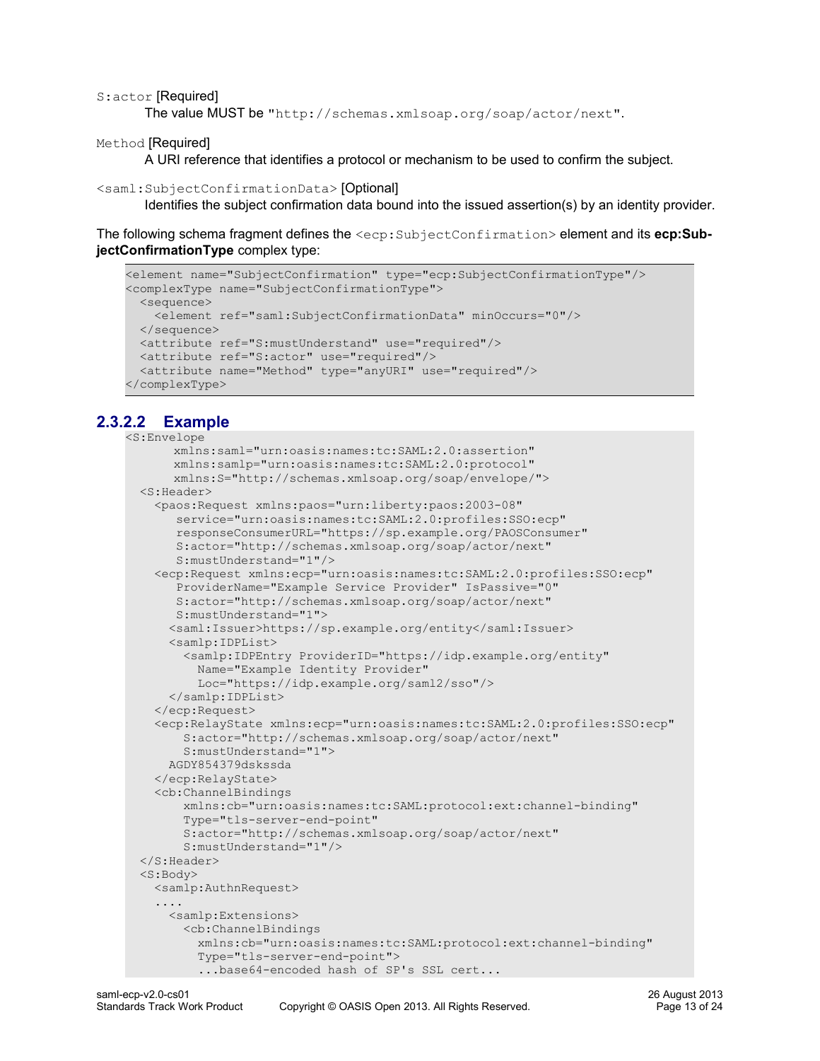`S:actor` [Required]

The value MUST be "`http://schemas.xmlsoap.org/soap/actor/next`".

`Method` [Required]

A URI reference that identifies a protocol or mechanism to be used to confirm the subject.

`<saml:SubjectConfirmationData>` [Optional]

Identifies the subject confirmation data bound into the issued assertion(s) by an identity provider.

The following schema fragment defines the `<ecp:SubjectConfirmation>` element and its **ecp:SubjectConfirmationType** complex type:

```
<element name="SubjectConfirmation" type="ecp:SubjectConfirmationType"/>
<complexType name="SubjectConfirmationType">
  <sequence>
    <element ref="saml:SubjectConfirmationData" minOccurs="0"/>
  </sequence>
  <attribute ref="S:mustUnderstand" use="required"/>
  <attribute ref="S:actor" use="required"/>
  <attribute name="Method" type="anyURI" use="required"/>
</complexType>
```

#### 2.3.2.2 Example

```
<S:Envelope
      xmlns:saml="urn:oasis:names:tc:SAML:2.0:assertion"
      xmlns:samlp="urn:oasis:names:tc:SAML:2.0:protocol"
      xmlns:S="http://schemas.xmlsoap.org/soap/envelope/">
  <S:Header>
    <paos:Request xmlns:paos="urn:liberty:paos:2003-08"
       service="urn:oasis:names:tc:SAML:2.0:profiles:SSO:ecp"
       responseConsumerURL="https://sp.example.org/PAOSConsumer"
       S:actor="http://schemas.xmlsoap.org/soap/actor/next"
       S:mustUnderstand="1"/>
    <ecp:Request xmlns:ecp="urn:oasis:names:tc:SAML:2.0:profiles:SSO:ecp"
       ProviderName="Example Service Provider" IsPassive="0"
       S:actor="http://schemas.xmlsoap.org/soap/actor/next"
       S:mustUnderstand="1">
      <saml:Issuer>https://sp.example.org/entity</saml:Issuer>
      <samlp:IDPList>
        <samlp:IDPEntry ProviderID="https://idp.example.org/entity"
          Name="Example Identity Provider"
          Loc="https://idp.example.org/saml2/sso"/>
      </samlp:IDPList>
    </ecp:Request>
    <ecp:RelayState xmlns:ecp="urn:oasis:names:tc:SAML:2.0:profiles:SSO:ecp"
        S:actor="http://schemas.xmlsoap.org/soap/actor/next"
        S:mustUnderstand="1">
      AGDY854379dskssda
    </ecp:RelayState>
    <cb:ChannelBindings
        xmlns:cb="urn:oasis:names:tc:SAML:protocol:ext:channel-binding"
        Type="tls-server-end-point"
        S:actor="http://schemas.xmlsoap.org/soap/actor/next"
        S:mustUnderstand="1"/>
  </S:Header>
  <S:Body>
    <samlp:AuthnRequest>
    ....
      <samlp:Extensions>
        <cb:ChannelBindings
          xmlns:cb="urn:oasis:names:tc:SAML:protocol:ext:channel-binding"
          Type="tls-server-end-point">
          ...base64-encoded hash of SP's SSL cert...
```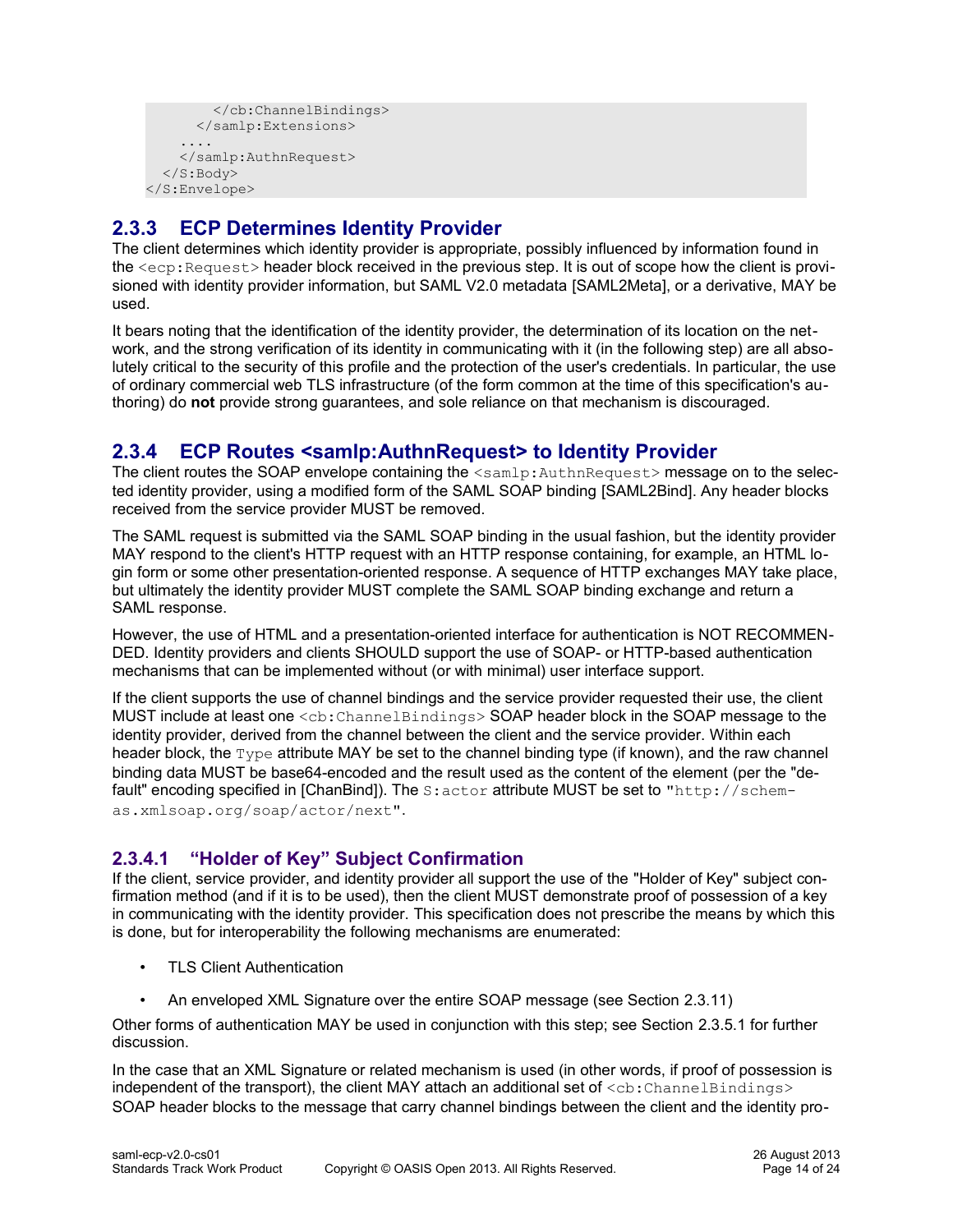```
        </cb:ChannelBindings>
      </samlp:Extensions>
    ....
    </samlp:AuthnRequest>
  </S:Body>
</S:Envelope>
```

### 2.3.3 ECP Determines Identity Provider

The client determines which identity provider is appropriate, possibly influenced by information found in the `<ecp:Request>` header block received in the previous step. It is out of scope how the client is provisioned with identity provider information, but SAML V2.0 metadata [SAML2Meta], or a derivative, MAY be used.

It bears noting that the identification of the identity provider, the determination of its location on the network, and the strong verification of its identity in communicating with it (in the following step) are all absolutely critical to the security of this profile and the protection of the user's credentials. In particular, the use of ordinary commercial web TLS infrastructure (of the form common at the time of this specification's authoring) do **not** provide strong guarantees, and sole reliance on that mechanism is discouraged.

### 2.3.4 ECP Routes <samlp:AuthnRequest> to Identity Provider

The client routes the SOAP envelope containing the `<samlp:AuthnRequest>` message on to the selected identity provider, using a modified form of the SAML SOAP binding [SAML2Bind]. Any header blocks received from the service provider MUST be removed.

The SAML request is submitted via the SAML SOAP binding in the usual fashion, but the identity provider MAY respond to the client's HTTP request with an HTTP response containing, for example, an HTML login form or some other presentation-oriented response. A sequence of HTTP exchanges MAY take place, but ultimately the identity provider MUST complete the SAML SOAP binding exchange and return a SAML response.

However, the use of HTML and a presentation-oriented interface for authentication is NOT RECOMMENDED. Identity providers and clients SHOULD support the use of SOAP- or HTTP-based authentication mechanisms that can be implemented without (or with minimal) user interface support.

If the client supports the use of channel bindings and the service provider requested their use, the client MUST include at least one `<cb:ChannelBindings>` SOAP header block in the SOAP message to the identity provider, derived from the channel between the client and the service provider. Within each header block, the `Type` attribute MAY be set to the channel binding type (if known), and the raw channel binding data MUST be base64-encoded and the result used as the content of the element (per the "default" encoding specified in [ChanBind]). The `S:actor` attribute MUST be set to `"http://schemas.xmlsoap.org/soap/actor/next"`.

#### 2.3.4.1 "Holder of Key" Subject Confirmation

If the client, service provider, and identity provider all support the use of the "Holder of Key" subject confirmation method (and if it is to be used), then the client MUST demonstrate proof of possession of a key in communicating with the identity provider. This specification does not prescribe the means by which this is done, but for interoperability the following mechanisms are enumerated:

- TLS Client Authentication
- An enveloped XML Signature over the entire SOAP message (see Section 2.3.11)

Other forms of authentication MAY be used in conjunction with this step; see Section 2.3.5.1 for further discussion.

In the case that an XML Signature or related mechanism is used (in other words, if proof of possession is independent of the transport), the client MAY attach an additional set of `<cb:ChannelBindings>` SOAP header blocks to the message that carry channel bindings between the client and the identity pro-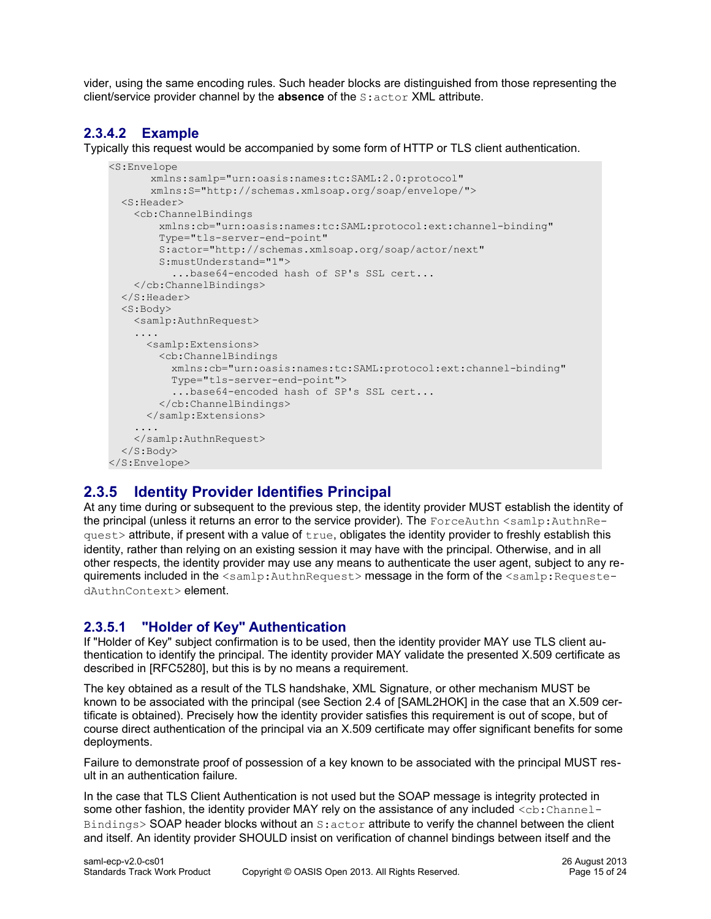vider, using the same encoding rules. Such header blocks are distinguished from those representing the client/service provider channel by the **absence** of the `S:actor` XML attribute.

### 2.3.4.2 Example

Typically this request would be accompanied by some form of HTTP or TLS client authentication.

```
<S:Envelope
      xmlns:samlp="urn:oasis:names:tc:SAML:2.0:protocol"
      xmlns:S="http://schemas.xmlsoap.org/soap/envelope/">
  <S:Header>
    <cb:ChannelBindings
        xmlns:cb="urn:oasis:names:tc:SAML:protocol:ext:channel-binding"
        Type="tls-server-end-point"
        S:actor="http://schemas.xmlsoap.org/soap/actor/next"
        S:mustUnderstand="1">
          ...base64-encoded hash of SP's SSL cert...
    </cb:ChannelBindings>
  </S:Header>
  <S:Body>
    <samlp:AuthnRequest>
    ....
      <samlp:Extensions>
        <cb:ChannelBindings
          xmlns:cb="urn:oasis:names:tc:SAML:protocol:ext:channel-binding"
          Type="tls-server-end-point">
          ...base64-encoded hash of SP's SSL cert...
        </cb:ChannelBindings>
      </samlp:Extensions>
    ....
    </samlp:AuthnRequest>
  </S:Body>
</S:Envelope>
```

## 2.3.5 Identity Provider Identifies Principal

At any time during or subsequent to the previous step, the identity provider MUST establish the identity of the principal (unless it returns an error to the service provider). The `ForceAuthn` `<samlp:AuthnRequest>` attribute, if present with a value of `true`, obligates the identity provider to freshly establish this identity, rather than relying on an existing session it may have with the principal. Otherwise, and in all other respects, the identity provider may use any means to authenticate the user agent, subject to any requirements included in the `<samlp:AuthnRequest>` message in the form of the `<samlp:RequestedAuthnContext>` element.

### 2.3.5.1 "Holder of Key" Authentication

If "Holder of Key" subject confirmation is to be used, then the identity provider MAY use TLS client authentication to identify the principal. The identity provider MAY validate the presented X.509 certificate as described in [RFC5280], but this is by no means a requirement.

The key obtained as a result of the TLS handshake, XML Signature, or other mechanism MUST be known to be associated with the principal (see Section 2.4 of [SAML2HOK] in the case that an X.509 certificate is obtained). Precisely how the identity provider satisfies this requirement is out of scope, but of course direct authentication of the principal via an X.509 certificate may offer significant benefits for some deployments.

Failure to demonstrate proof of possession of a key known to be associated with the principal MUST result in an authentication failure.

In the case that TLS Client Authentication is not used but the SOAP message is integrity protected in some other fashion, the identity provider MAY rely on the assistance of any included `<cb:ChannelBindings>` SOAP header blocks without an `S:actor` attribute to verify the channel between the client and itself. An identity provider SHOULD insist on verification of channel bindings between itself and the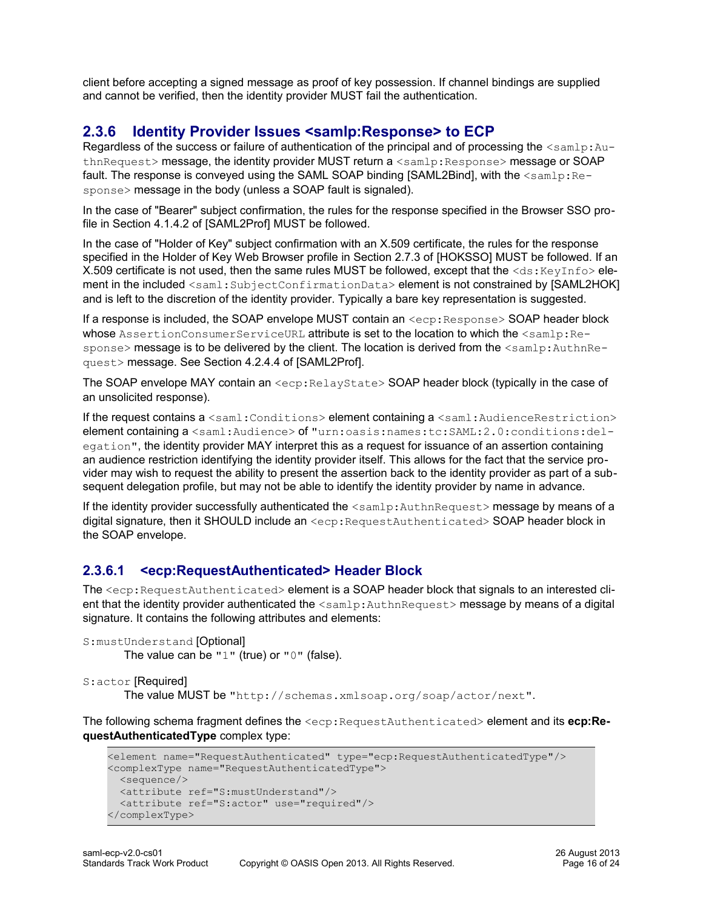client before accepting a signed message as proof of key possession. If channel bindings are supplied and cannot be verified, then the identity provider MUST fail the authentication.

### 2.3.6 Identity Provider Issues <samlp:Response> to ECP

Regardless of the success or failure of authentication of the principal and of processing the `<samlp:AuthnRequest>` message, the identity provider MUST return a `<samlp:Response>` message or SOAP fault. The response is conveyed using the SAML SOAP binding [SAML2Bind], with the `<samlp:Response>` message in the body (unless a SOAP fault is signaled).

In the case of "Bearer" subject confirmation, the rules for the response specified in the Browser SSO profile in Section 4.1.4.2 of [SAML2Prof] MUST be followed.

In the case of "Holder of Key" subject confirmation with an X.509 certificate, the rules for the response specified in the Holder of Key Web Browser profile in Section 2.7.3 of [HOKSSO] MUST be followed. If an X.509 certificate is not used, then the same rules MUST be followed, except that the `<ds:KeyInfo>` element in the included `<saml:SubjectConfirmationData>` element is not constrained by [SAML2HOK] and is left to the discretion of the identity provider. Typically a bare key representation is suggested.

If a response is included, the SOAP envelope MUST contain an `<ecp:Response>` SOAP header block whose `AssertionConsumerServiceURL` attribute is set to the location to which the `<samlp:Response>` message is to be delivered by the client. The location is derived from the `<samlp:AuthnRequest>` message. See Section 4.2.4.4 of [SAML2Prof].

The SOAP envelope MAY contain an `<ecp:RelayState>` SOAP header block (typically in the case of an unsolicited response).

If the request contains a `<saml:Conditions>` element containing a `<saml:AudienceRestriction>` element containing a `<saml:Audience>` of "`urn:oasis:names:tc:SAML:2.0:conditions:delegation`", the identity provider MAY interpret this as a request for issuance of an assertion containing an audience restriction identifying the identity provider itself. This allows for the fact that the service provider may wish to request the ability to present the assertion back to the identity provider as part of a subsequent delegation profile, but may not be able to identify the identity provider by name in advance.

If the identity provider successfully authenticated the `<samlp:AuthnRequest>` message by means of a digital signature, then it SHOULD include an `<ecp:RequestAuthenticated>` SOAP header block in the SOAP envelope.

#### 2.3.6.1 <ecp:RequestAuthenticated> Header Block

The `<ecp:RequestAuthenticated>` element is a SOAP header block that signals to an interested client that the identity provider authenticated the `<samlp:AuthnRequest>` message by means of a digital signature. It contains the following attributes and elements:

`S:mustUnderstand` [Optional]
: The value can be "`1`" (true) or "`0`" (false).

`S:actor` [Required]
: The value MUST be "`http://schemas.xmlsoap.org/soap/actor/next`".

The following schema fragment defines the `<ecp:RequestAuthenticated>` element and its **ecp:RequestAuthenticatedType** complex type:

```
<element name="RequestAuthenticated" type="ecp:RequestAuthenticatedType"/>
<complexType name="RequestAuthenticatedType">
  <sequence/>
  <attribute ref="S:mustUnderstand"/>
  <attribute ref="S:actor" use="required"/>
</complexType>
```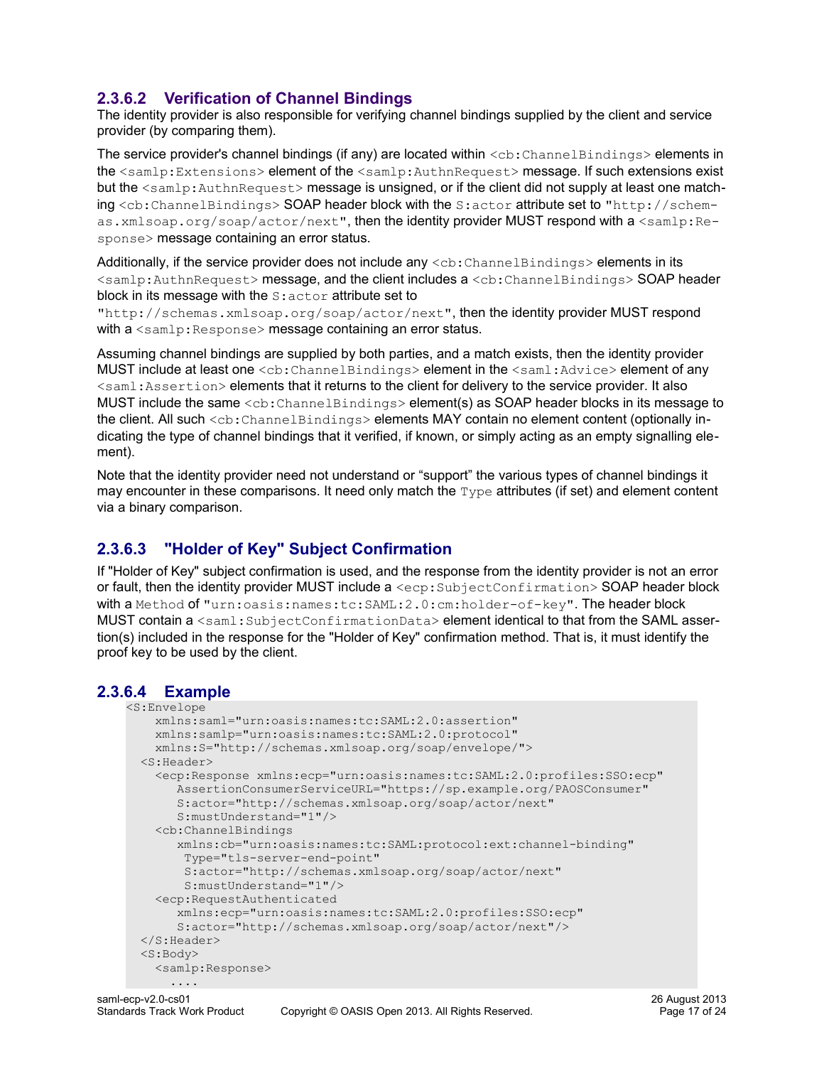#### 2.3.6.2 Verification of Channel Bindings

The identity provider is also responsible for verifying channel bindings supplied by the client and service provider (by comparing them).

The service provider's channel bindings (if any) are located within `<cb:ChannelBindings>` elements in the `<samlp:Extensions>` element of the `<samlp:AuthnRequest>` message. If such extensions exist but the `<samlp:AuthnRequest>` message is unsigned, or if the client did not supply at least one matching `<cb:ChannelBindings>` SOAP header block with the `S:actor` attribute set to `"http://schemas.xmlsoap.org/soap/actor/next"`, then the identity provider MUST respond with a `<samlp:Response>` message containing an error status.

Additionally, if the service provider does not include any `<cb:ChannelBindings>` elements in its `<samlp:AuthnRequest>` message, and the client includes a `<cb:ChannelBindings>` SOAP header block in its message with the `S:actor` attribute set to `"http://schemas.xmlsoap.org/soap/actor/next"`, then the identity provider MUST respond with a `<samlp:Response>` message containing an error status.

Assuming channel bindings are supplied by both parties, and a match exists, then the identity provider MUST include at least one `<cb:ChannelBindings>` element in the `<saml:Advice>` element of any `<saml:Assertion>` elements that it returns to the client for delivery to the service provider. It also MUST include the same `<cb:ChannelBindings>` element(s) as SOAP header blocks in its message to the client. All such `<cb:ChannelBindings>` elements MAY contain no element content (optionally indicating the type of channel bindings that it verified, if known, or simply acting as an empty signalling element).

Note that the identity provider need not understand or “support” the various types of channel bindings it may encounter in these comparisons. It need only match the `Type` attributes (if set) and element content via a binary comparison.

#### 2.3.6.3 "Holder of Key" Subject Confirmation

If "Holder of Key" subject confirmation is used, and the response from the identity provider is not an error or fault, then the identity provider MUST include a `<ecp:SubjectConfirmation>` SOAP header block with a `Method` of `"urn:oasis:names:tc:SAML:2.0:cm:holder-of-key"`. The header block MUST contain a `<saml:SubjectConfirmationData>` element identical to that from the SAML assertion(s) included in the response for the "Holder of Key" confirmation method. That is, it must identify the proof key to be used by the client.

#### 2.3.6.4 Example

```
<S:Envelope
    xmlns:saml="urn:oasis:names:tc:SAML:2.0:assertion"
    xmlns:samlp="urn:oasis:names:tc:SAML:2.0:protocol"
    xmlns:S="http://schemas.xmlsoap.org/soap/envelope/">
  <S:Header>
    <ecp:Response xmlns:ecp="urn:oasis:names:tc:SAML:2.0:profiles:SSO:ecp"
       AssertionConsumerServiceURL="https://sp.example.org/PAOSConsumer"
       S:actor="http://schemas.xmlsoap.org/soap/actor/next"
       S:mustUnderstand="1"/>
    <cb:ChannelBindings
       xmlns:cb="urn:oasis:names:tc:SAML:protocol:ext:channel-binding"
        Type="tls-server-end-point"
        S:actor="http://schemas.xmlsoap.org/soap/actor/next"
        S:mustUnderstand="1"/>
    <ecp:RequestAuthenticated
       xmlns:ecp="urn:oasis:names:tc:SAML:2.0:profiles:SSO:ecp"
       S:actor="http://schemas.xmlsoap.org/soap/actor/next"/>
  </S:Header>
  <S:Body>
    <samlp:Response>
      ....
```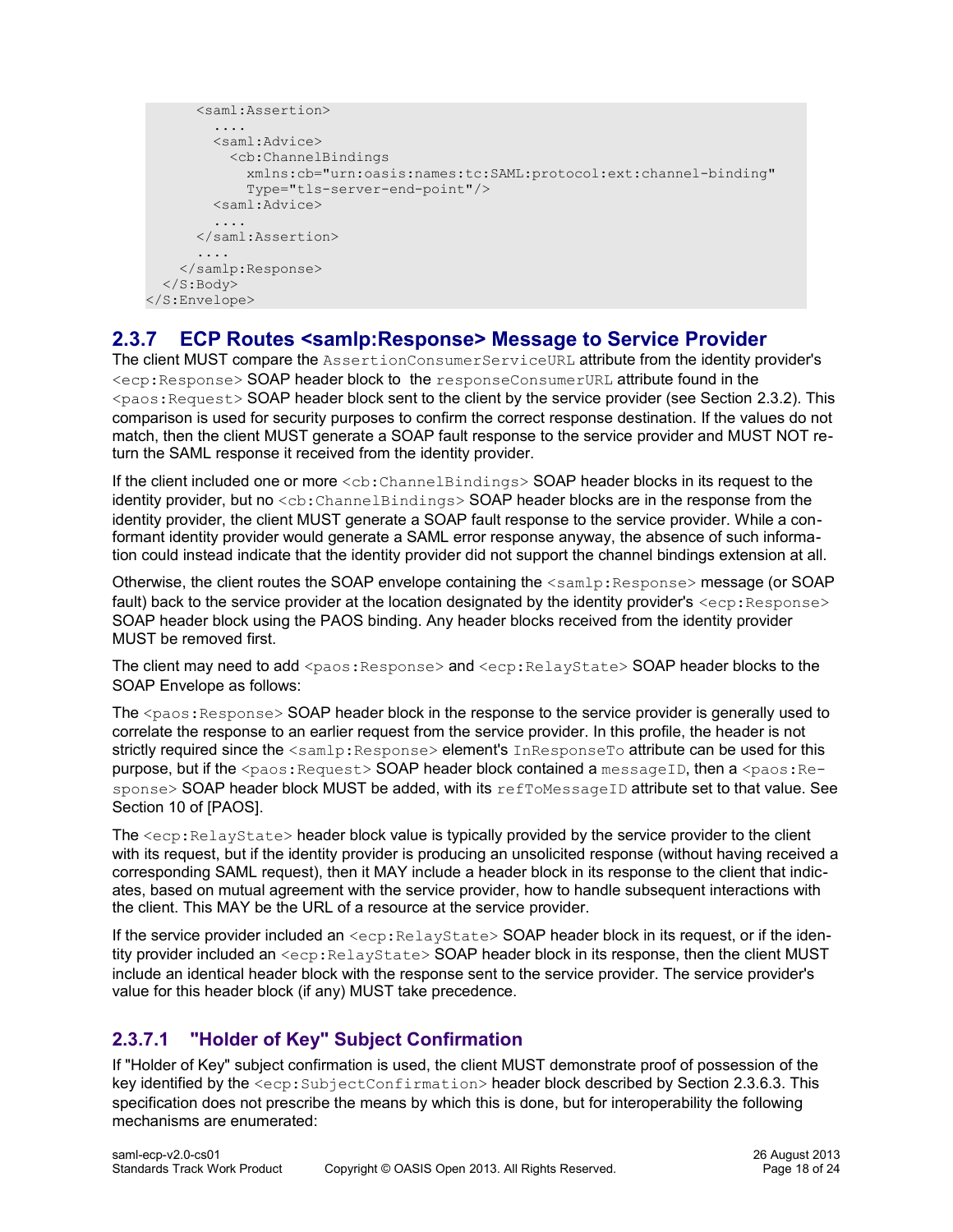```
      <saml:Assertion>
        ....
        <saml:Advice>
          <cb:ChannelBindings
            xmlns:cb="urn:oasis:names:tc:SAML:protocol:ext:channel-binding"
            Type="tls-server-end-point"/>
        <saml:Advice>
        ....
      </saml:Assertion>
      ....
    </samlp:Response>
  </S:Body>
</S:Envelope>
```

### 2.3.7 ECP Routes <samlp:Response> Message to Service Provider

The client MUST compare the `AssertionConsumerServiceURL` attribute from the identity provider's `<ecp:Response>` SOAP header block to the `responseConsumerURL` attribute found in the `<paos:Request>` SOAP header block sent to the client by the service provider (see Section 2.3.2). This comparison is used for security purposes to confirm the correct response destination. If the values do not match, then the client MUST generate a SOAP fault response to the service provider and MUST NOT return the SAML response it received from the identity provider.

If the client included one or more `<cb:ChannelBindings>` SOAP header blocks in its request to the identity provider, but no `<cb:ChannelBindings>` SOAP header blocks are in the response from the identity provider, the client MUST generate a SOAP fault response to the service provider. While a conformant identity provider would generate a SAML error response anyway, the absence of such information could instead indicate that the identity provider did not support the channel bindings extension at all.

Otherwise, the client routes the SOAP envelope containing the `<samlp:Response>` message (or SOAP fault) back to the service provider at the location designated by the identity provider's `<ecp:Response>` SOAP header block using the PAOS binding. Any header blocks received from the identity provider MUST be removed first.

The client may need to add `<paos:Response>` and `<ecp:RelayState>` SOAP header blocks to the SOAP Envelope as follows:

The `<paos:Response>` SOAP header block in the response to the service provider is generally used to correlate the response to an earlier request from the service provider. In this profile, the header is not strictly required since the `<samlp:Response>` element's `InResponseTo` attribute can be used for this purpose, but if the `<paos:Request>` SOAP header block contained a `messageID`, then a `<paos:Response>` SOAP header block MUST be added, with its `refToMessageID` attribute set to that value. See Section 10 of [PAOS].

The `<ecp:RelayState>` header block value is typically provided by the service provider to the client with its request, but if the identity provider is producing an unsolicited response (without having received a corresponding SAML request), then it MAY include a header block in its response to the client that indicates, based on mutual agreement with the service provider, how to handle subsequent interactions with the client. This MAY be the URL of a resource at the service provider.

If the service provider included an `<ecp:RelayState>` SOAP header block in its request, or if the identity provider included an `<ecp:RelayState>` SOAP header block in its response, then the client MUST include an identical header block with the response sent to the service provider. The service provider's value for this header block (if any) MUST take precedence.

#### 2.3.7.1 "Holder of Key" Subject Confirmation

If "Holder of Key" subject confirmation is used, the client MUST demonstrate proof of possession of the key identified by the `<ecp:SubjectConfirmation>` header block described by Section 2.3.6.3. This specification does not prescribe the means by which this is done, but for interoperability the following mechanisms are enumerated: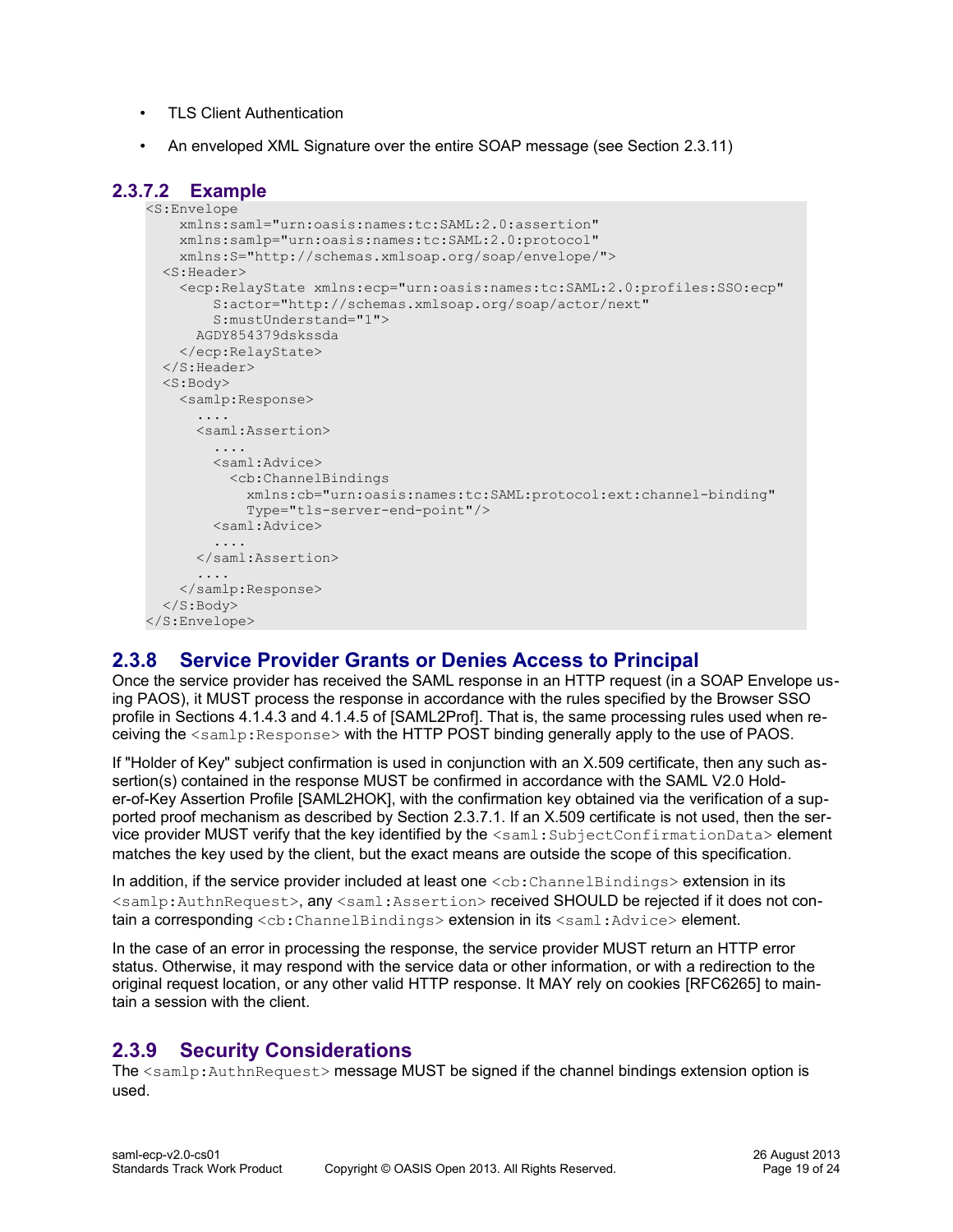- TLS Client Authentication
- An enveloped XML Signature over the entire SOAP message (see Section 2.3.11)

#### 2.3.7.2 Example

```
<S:Envelope
    xmlns:saml="urn:oasis:names:tc:SAML:2.0:assertion"
    xmlns:samlp="urn:oasis:names:tc:SAML:2.0:protocol"
    xmlns:S="http://schemas.xmlsoap.org/soap/envelope/">
  <S:Header>
    <ecp:RelayState xmlns:ecp="urn:oasis:names:tc:SAML:2.0:profiles:SSO:ecp"
        S:actor="http://schemas.xmlsoap.org/soap/actor/next"
        S:mustUnderstand="1">
      AGDY854379dskssda
    </ecp:RelayState>
  </S:Header>
  <S:Body>
    <samlp:Response>
      ....
      <saml:Assertion>
        ....
        <saml:Advice>
          <cb:ChannelBindings
            xmlns:cb="urn:oasis:names:tc:SAML:protocol:ext:channel-binding"
            Type="tls-server-end-point"/>
        <saml:Advice>
        ....
      </saml:Assertion>
      ....
    </samlp:Response>
  </S:Body>
</S:Envelope>
```

### 2.3.8 Service Provider Grants or Denies Access to Principal

Once the service provider has received the SAML response in an HTTP request (in a SOAP Envelope using PAOS), it MUST process the response in accordance with the rules specified by the Browser SSO profile in Sections 4.1.4.3 and 4.1.4.5 of [SAML2Prof]. That is, the same processing rules used when receiving the `<samlp:Response>` with the HTTP POST binding generally apply to the use of PAOS.

If "Holder of Key" subject confirmation is used in conjunction with an X.509 certificate, then any such assertion(s) contained in the response MUST be confirmed in accordance with the SAML V2.0 Holder-of-Key Assertion Profile [SAML2HOK], with the confirmation key obtained via the verification of a supported proof mechanism as described by Section 2.3.7.1. If an X.509 certificate is not used, then the service provider MUST verify that the key identified by the `<saml:SubjectConfirmationData>` element matches the key used by the client, but the exact means are outside the scope of this specification.

In addition, if the service provider included at least one `<cb:ChannelBindings>` extension in its `<samlp:AuthnRequest>`, any `<saml:Assertion>` received SHOULD be rejected if it does not contain a corresponding `<cb:ChannelBindings>` extension in its `<saml:Advice>` element.

In the case of an error in processing the response, the service provider MUST return an HTTP error status. Otherwise, it may respond with the service data or other information, or with a redirection to the original request location, or any other valid HTTP response. It MAY rely on cookies [RFC6265] to maintain a session with the client.

### 2.3.9 Security Considerations

The `<samlp:AuthnRequest>` message MUST be signed if the channel bindings extension option is used.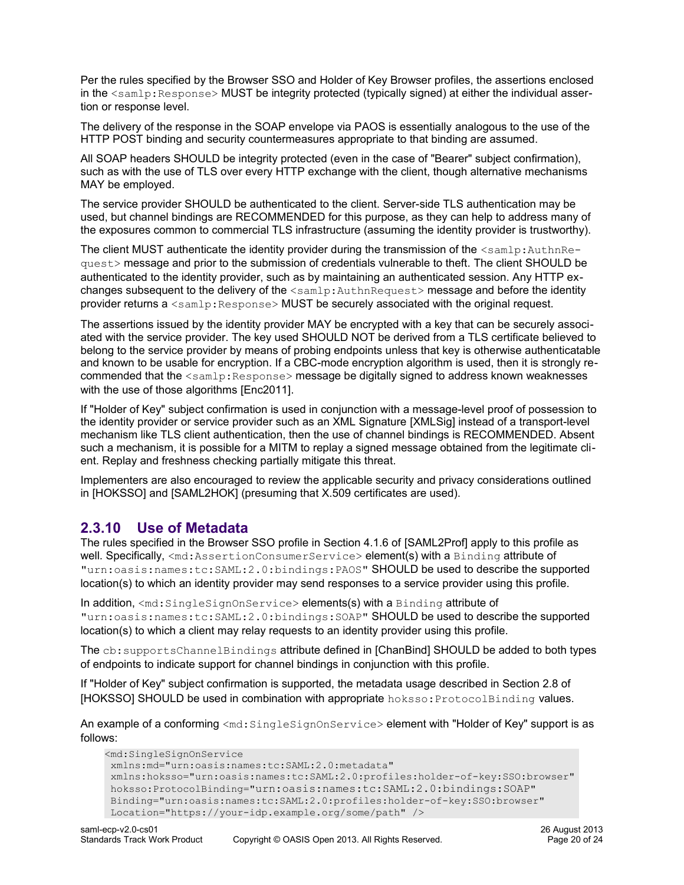Per the rules specified by the Browser SSO and Holder of Key Browser profiles, the assertions enclosed in the `<samlp:Response>` MUST be integrity protected (typically signed) at either the individual assertion or response level.

The delivery of the response in the SOAP envelope via PAOS is essentially analogous to the use of the HTTP POST binding and security countermeasures appropriate to that binding are assumed.

All SOAP headers SHOULD be integrity protected (even in the case of "Bearer" subject confirmation), such as with the use of TLS over every HTTP exchange with the client, though alternative mechanisms MAY be employed.

The service provider SHOULD be authenticated to the client. Server-side TLS authentication may be used, but channel bindings are RECOMMENDED for this purpose, as they can help to address many of the exposures common to commercial TLS infrastructure (assuming the identity provider is trustworthy).

The client MUST authenticate the identity provider during the transmission of the `<samlp:AuthnRequest>` message and prior to the submission of credentials vulnerable to theft. The client SHOULD be authenticated to the identity provider, such as by maintaining an authenticated session. Any HTTP exchanges subsequent to the delivery of the `<samlp:AuthnRequest>` message and before the identity provider returns a `<samlp:Response>` MUST be securely associated with the original request.

The assertions issued by the identity provider MAY be encrypted with a key that can be securely associated with the service provider. The key used SHOULD NOT be derived from a TLS certificate believed to belong to the service provider by means of probing endpoints unless that key is otherwise authenticatable and known to be usable for encryption. If a CBC-mode encryption algorithm is used, then it is strongly recommended that the `<samlp:Response>` message be digitally signed to address known weaknesses with the use of those algorithms [Enc2011].

If "Holder of Key" subject confirmation is used in conjunction with a message-level proof of possession to the identity provider or service provider such as an XML Signature [XMLSig] instead of a transport-level mechanism like TLS client authentication, then the use of channel bindings is RECOMMENDED. Absent such a mechanism, it is possible for a MITM to replay a signed message obtained from the legitimate client. Replay and freshness checking partially mitigate this threat.

Implementers are also encouraged to review the applicable security and privacy considerations outlined in [HOKSSO] and [SAML2HOK] (presuming that X.509 certificates are used).

### 2.3.10 Use of Metadata

The rules specified in the Browser SSO profile in Section 4.1.6 of [SAML2Prof] apply to this profile as well. Specifically, `<md:AssertionConsumerService>` element(s) with a `Binding` attribute of `"urn:oasis:names:tc:SAML:2.0:bindings:PAOS"` SHOULD be used to describe the supported location(s) to which an identity provider may send responses to a service provider using this profile.

In addition, `<md:SingleSignOnService>` elements(s) with a `Binding` attribute of `"urn:oasis:names:tc:SAML:2.0:bindings:SOAP"` SHOULD be used to describe the supported location(s) to which a client may relay requests to an identity provider using this profile.

The `cb:supportsChannelBindings` attribute defined in [ChanBind] SHOULD be added to both types of endpoints to indicate support for channel bindings in conjunction with this profile.

If "Holder of Key" subject confirmation is supported, the metadata usage described in Section 2.8 of [HOKSSO] SHOULD be used in combination with appropriate `hoksso:ProtocolBinding` values.

An example of a conforming `<md:SingleSignOnService>` element with "Holder of Key" support is as follows:

```
<md:SingleSignOnService
 xmlns:md="urn:oasis:names:tc:SAML:2.0:metadata"
 xmlns:hoksso="urn:oasis:names:tc:SAML:2.0:profiles:holder-of-key:SSO:browser"
 hoksso:ProtocolBinding="urn:oasis:names:tc:SAML:2.0:bindings:SOAP"
 Binding="urn:oasis:names:tc:SAML:2.0:profiles:holder-of-key:SSO:browser"
 Location="https://your-idp.example.org/some/path" />
```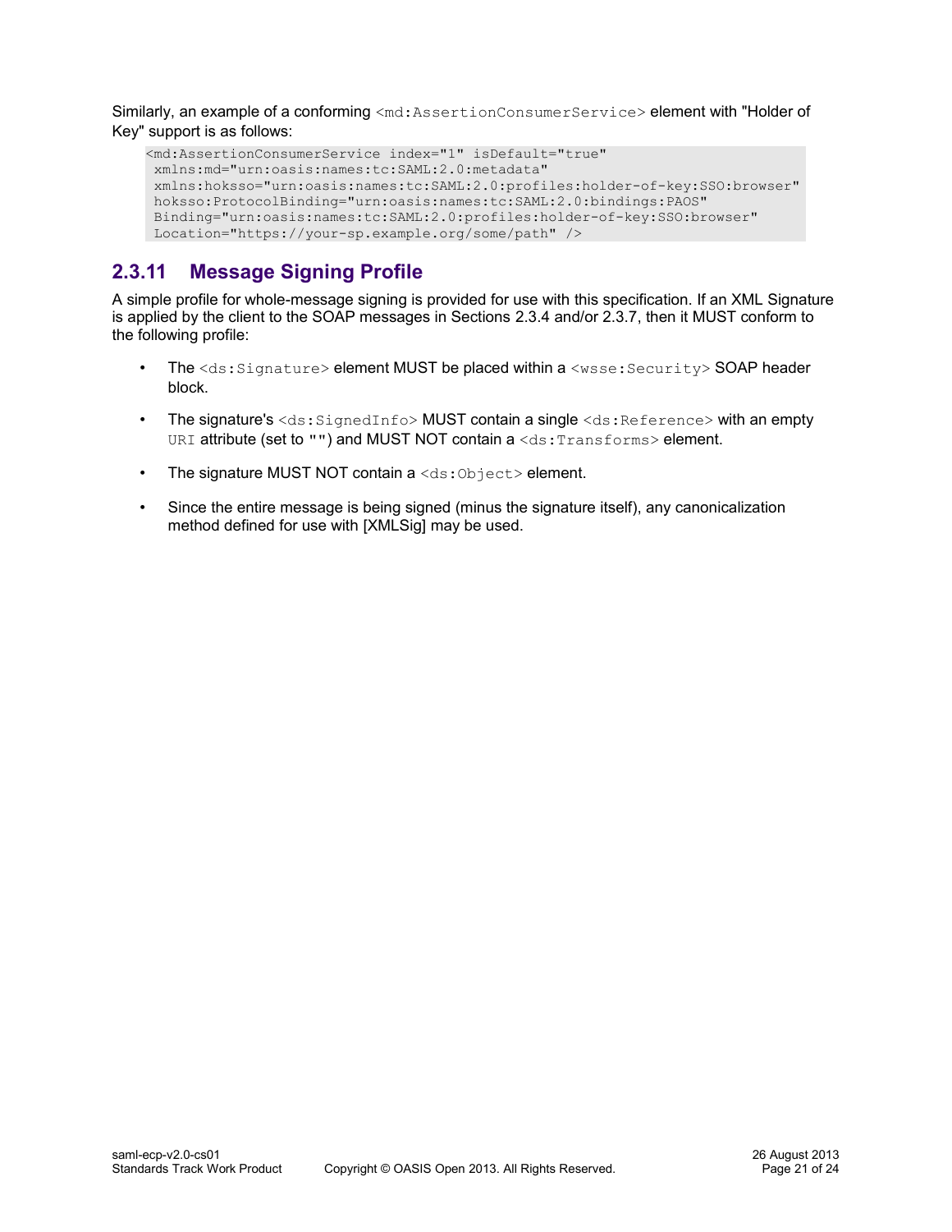Similarly, an example of a conforming `<md:AssertionConsumerService>` element with "Holder of Key" support is as follows:

```
<md:AssertionConsumerService index="1" isDefault="true"
 xmlns:md="urn:oasis:names:tc:SAML:2.0:metadata"
 xmlns:hoksso="urn:oasis:names:tc:SAML:2.0:profiles:holder-of-key:SSO:browser"
 hoksso:ProtocolBinding="urn:oasis:names:tc:SAML:2.0:bindings:PAOS"
 Binding="urn:oasis:names:tc:SAML:2.0:profiles:holder-of-key:SSO:browser"
 Location="https://your-sp.example.org/some/path" />
```

### 2.3.11 Message Signing Profile

A simple profile for whole-message signing is provided for use with this specification. If an XML Signature is applied by the client to the SOAP messages in Sections 2.3.4 and/or 2.3.7, then it MUST conform to the following profile:

- The `<ds:Signature>` element MUST be placed within a `<wsse:Security>` SOAP header block.
- The signature's `<ds:SignedInfo>` MUST contain a single `<ds:Reference>` with an empty `URI` attribute (set to `""`) and MUST NOT contain a `<ds:Transforms>` element.
- The signature MUST NOT contain a `<ds:Object>` element.
- Since the entire message is being signed (minus the signature itself), any canonicalization method defined for use with [XMLSig] may be used.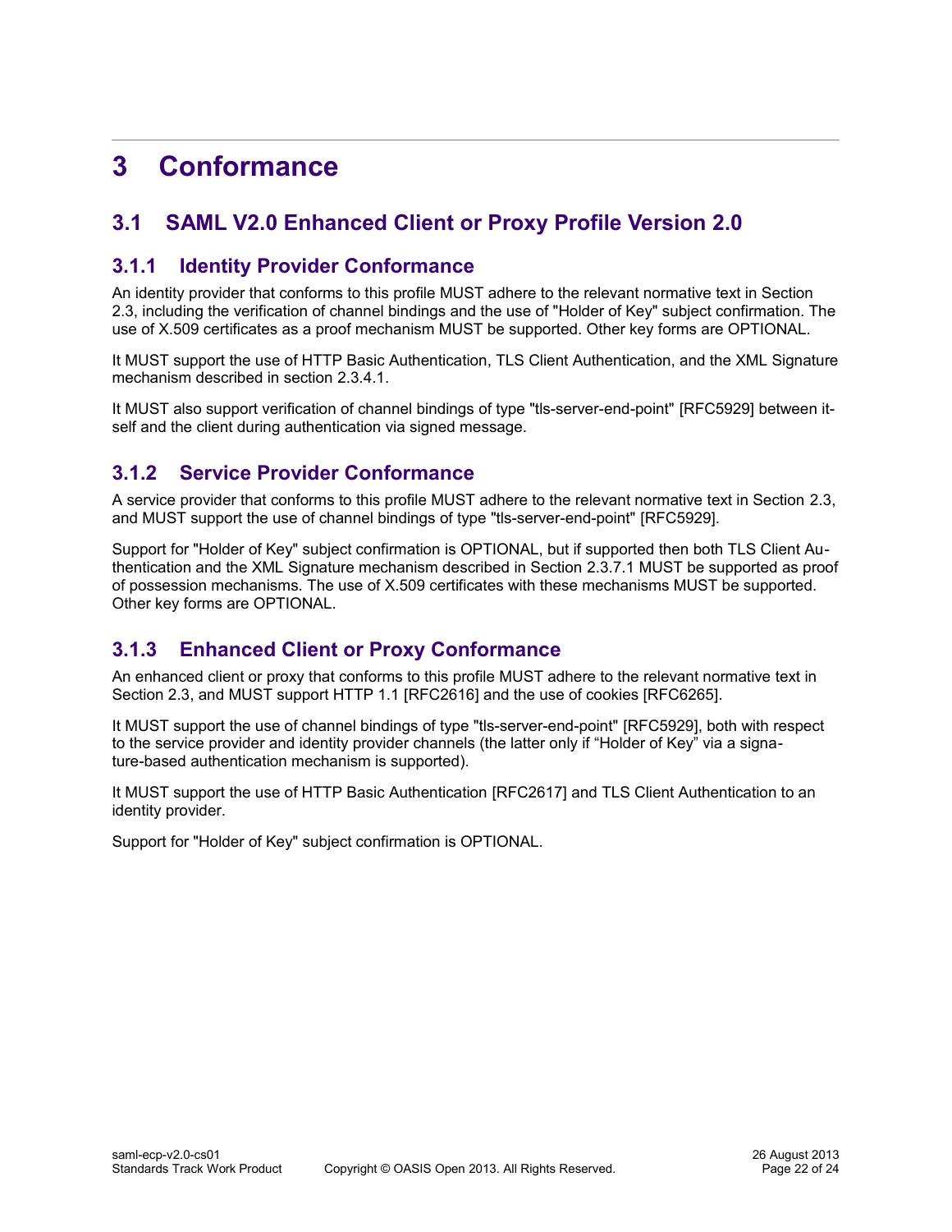# 3 Conformance

## 3.1 SAML V2.0 Enhanced Client or Proxy Profile Version 2.0

### 3.1.1 Identity Provider Conformance

An identity provider that conforms to this profile MUST adhere to the relevant normative text in Section 2.3, including the verification of channel bindings and the use of "Holder of Key" subject confirmation. The use of X.509 certificates as a proof mechanism MUST be supported. Other key forms are OPTIONAL.

It MUST support the use of HTTP Basic Authentication, TLS Client Authentication, and the XML Signature mechanism described in section 2.3.4.1.

It MUST also support verification of channel bindings of type "tls-server-end-point" [RFC5929] between itself and the client during authentication via signed message.

### 3.1.2 Service Provider Conformance

A service provider that conforms to this profile MUST adhere to the relevant normative text in Section 2.3, and MUST support the use of channel bindings of type "tls-server-end-point" [RFC5929].

Support for "Holder of Key" subject confirmation is OPTIONAL, but if supported then both TLS Client Authentication and the XML Signature mechanism described in Section 2.3.7.1 MUST be supported as proof of possession mechanisms. The use of X.509 certificates with these mechanisms MUST be supported. Other key forms are OPTIONAL.

### 3.1.3 Enhanced Client or Proxy Conformance

An enhanced client or proxy that conforms to this profile MUST adhere to the relevant normative text in Section 2.3, and MUST support HTTP 1.1 [RFC2616] and the use of cookies [RFC6265].

It MUST support the use of channel bindings of type "tls-server-end-point" [RFC5929], both with respect to the service provider and identity provider channels (the latter only if "Holder of Key" via a signature-based authentication mechanism is supported).

It MUST support the use of HTTP Basic Authentication [RFC2617] and TLS Client Authentication to an identity provider.

Support for "Holder of Key" subject confirmation is OPTIONAL.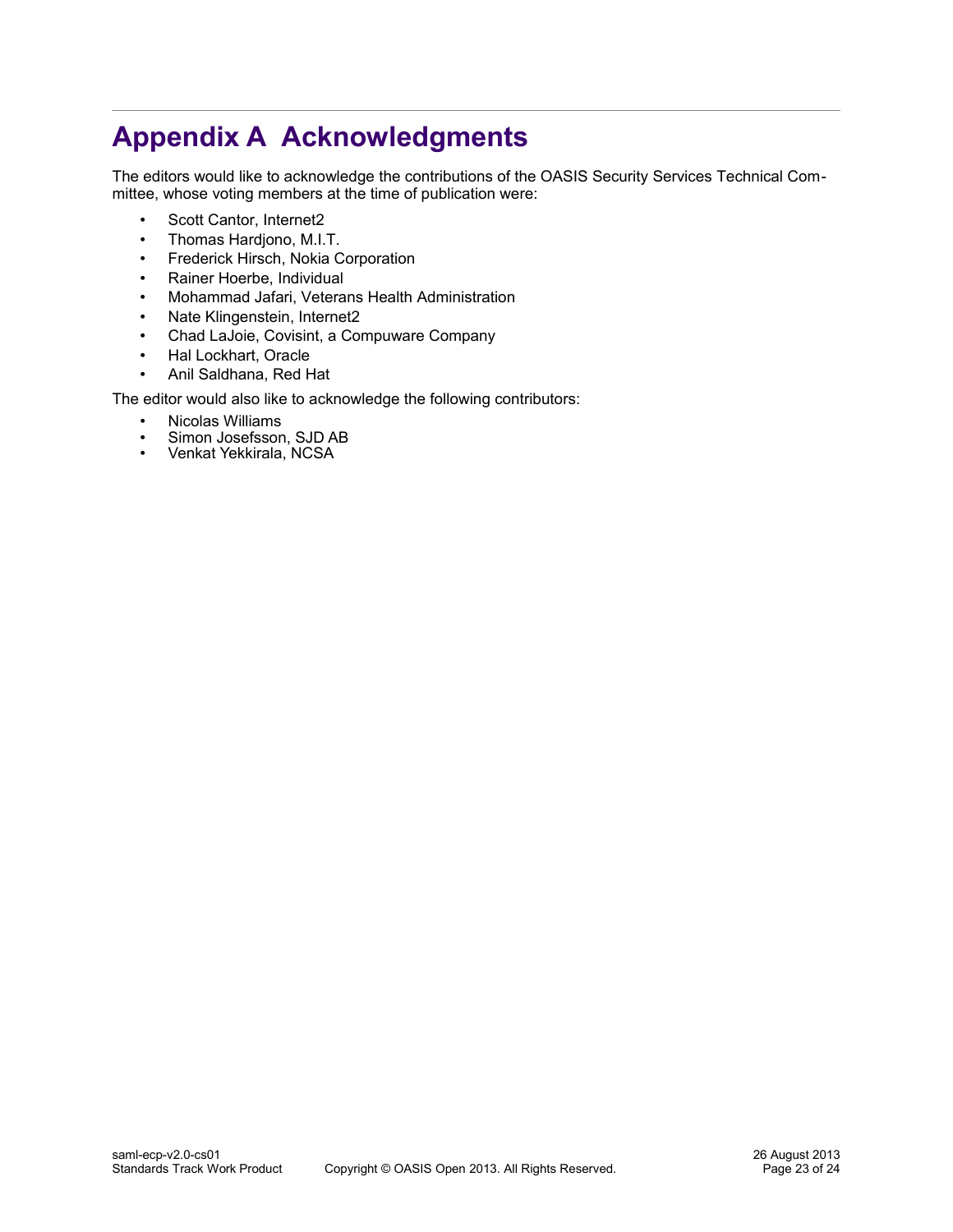# Appendix A Acknowledgments

The editors would like to acknowledge the contributions of the OASIS Security Services Technical Committee, whose voting members at the time of publication were:

- Scott Cantor, Internet2
- Thomas Hardjono, M.I.T.
- Frederick Hirsch, Nokia Corporation
- Rainer Hoerbe, Individual
- Mohammad Jafari, Veterans Health Administration
- Nate Klingenstein, Internet2
- Chad LaJoie, Covisint, a Compuware Company
- Hal Lockhart, Oracle
- Anil Saldhana, Red Hat

The editor would also like to acknowledge the following contributors:

- Nicolas Williams
- Simon Josefsson, SJD AB
- Venkat Yekkirala, NCSA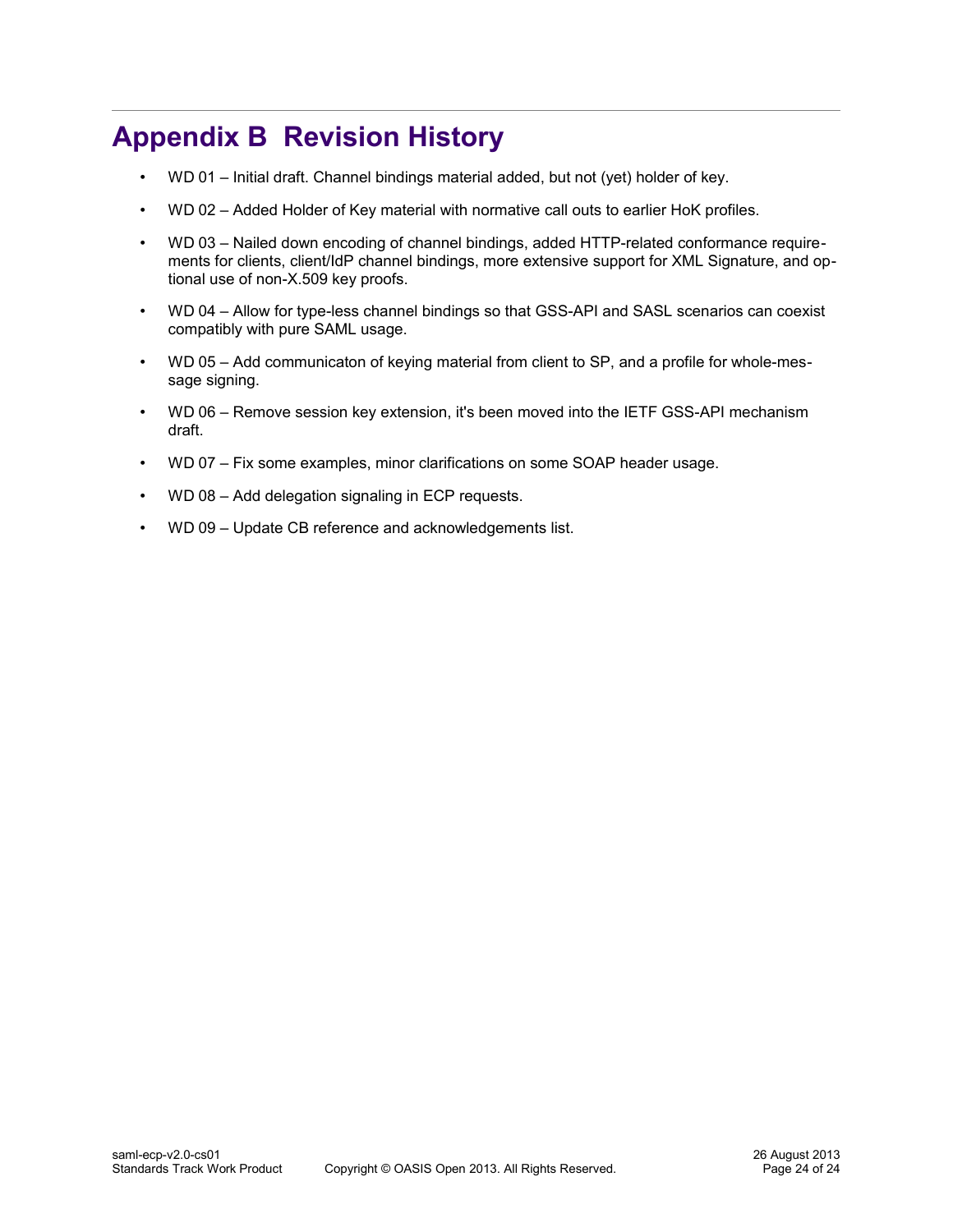# Appendix B Revision History

- WD 01 – Initial draft. Channel bindings material added, but not (yet) holder of key.
- WD 02 – Added Holder of Key material with normative call outs to earlier HoK profiles.
- WD 03 – Nailed down encoding of channel bindings, added HTTP-related conformance requirements for clients, client/IdP channel bindings, more extensive support for XML Signature, and optional use of non-X.509 key proofs.
- WD 04 – Allow for type-less channel bindings so that GSS-API and SASL scenarios can coexist compatibly with pure SAML usage.
- WD 05 – Add communicaton of keying material from client to SP, and a profile for whole-message signing.
- WD 06 – Remove session key extension, it's been moved into the IETF GSS-API mechanism draft.
- WD 07 – Fix some examples, minor clarifications on some SOAP header usage.
- WD 08 – Add delegation signaling in ECP requests.
- WD 09 – Update CB reference and acknowledgements list.